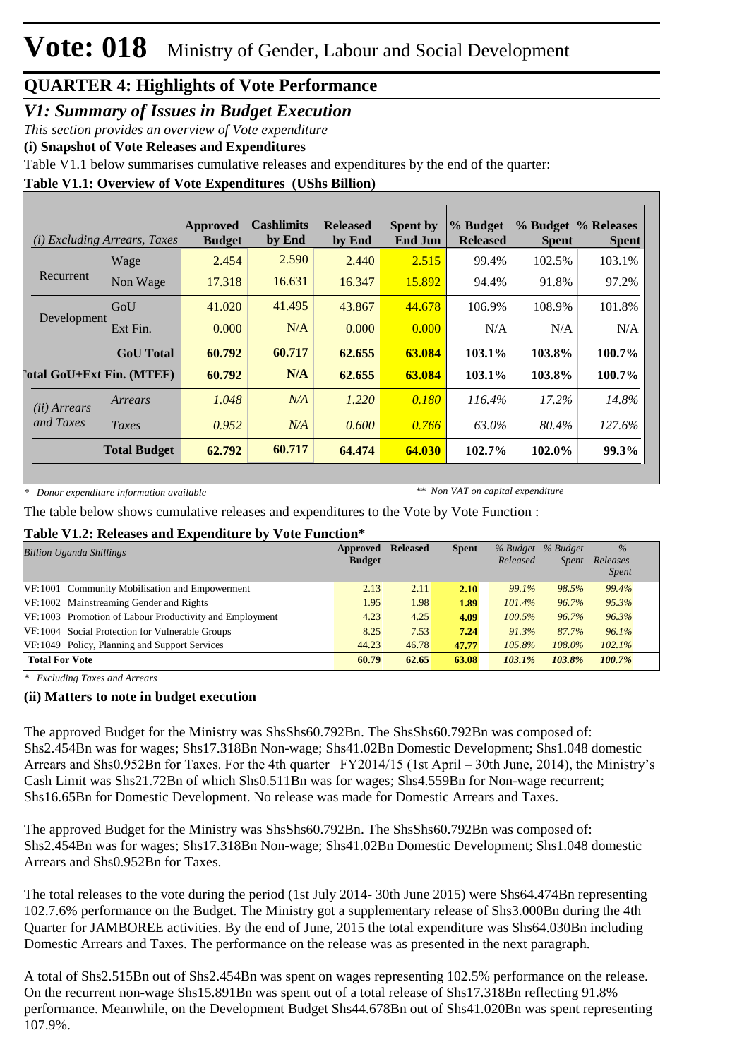# Vote: 018 Ministry of Gender, Labour and Social Development

## QUARTER 4: Highlights of Vote Performance

### *V1: Summary of Issues in Budget Execution*

*This section provides an overview of Vote expenditure*

**(i) Snapshot of Vote Releases and Expenditures**

Table V1.1 below summarises cumulative releases and expenditures by the end of the quarter:

**Table V1.1: Overview of Vote Expenditures (UShs Billion)**

| *(i) Excluding Arrears, Taxes* | | Approved Budget | Cashlimits by End | Released by End | Spent by End Jun | % Budget Released | % Budget Spent | % Releases Spent |
|---|---|---|---|---|---|---|---|---|
| Recurrent | Wage | 2.454 | 2.590 | 2.440 | 2.515 | 99.4% | 102.5% | 103.1% |
| | Non Wage | 17.318 | 16.631 | 16.347 | 15.892 | 94.4% | 91.8% | 97.2% |
| Development | GoU | 41.020 | 41.495 | 43.867 | 44.678 | 106.9% | 108.9% | 101.8% |
| | Ext Fin. | 0.000 | N/A | 0.000 | 0.000 | N/A | N/A | N/A |
| | **GoU Total** | **60.792** | **60.717** | **62.655** | **63.084** | **103.1%** | **103.8%** | **100.7%** |
| **Total GoU+Ext Fin. (MTEF)** | | **60.792** | **N/A** | **62.655** | **63.084** | **103.1%** | **103.8%** | **100.7%** |
| *(ii) Arrears and Taxes* | *Arrears* | *1.048* | *N/A* | *1.220* | *0.180* | *116.4%* | *17.2%* | *14.8%* |
| | *Taxes* | *0.952* | *N/A* | *0.600* | *0.766* | *63.0%* | *80.4%* | *127.6%* |
| | **Total Budget** | **62.792** | **60.717** | **64.474** | **64.030** | **102.7%** | **102.0%** | **99.3%** |

\* *Donor expenditure information available* &nbsp;&nbsp;&nbsp;&nbsp; \*\* *Non VAT on capital expenditure*

The table below shows cumulative releases and expenditures to the Vote by Vote Function :

**Table V1.2: Releases and Expenditure by Vote Function\***

| *Billion Uganda Shillings* | Approved Budget | Released | Spent | *% Budget Released* | *% Budget Spent* | *% Releases Spent* |
|---|---|---|---|---|---|---|
| VF:1001 Community Mobilisation and Empowerment | 2.13 | 2.11 | **2.10** | *99.1%* | *98.5%* | *99.4%* |
| VF:1002 Mainstreaming Gender and Rights | 1.95 | 1.98 | **1.89** | *101.4%* | *96.7%* | *95.3%* |
| VF:1003 Promotion of Labour Productivity and Employment | 4.23 | 4.25 | **4.09** | *100.5%* | *96.7%* | *96.3%* |
| VF:1004 Social Protection for Vulnerable Groups | 8.25 | 7.53 | **7.24** | *91.3%* | *87.7%* | *96.1%* |
| VF:1049 Policy, Planning and Support Services | 44.23 | 46.78 | **47.77** | *105.8%* | *108.0%* | *102.1%* |
| **Total For Vote** | **60.79** | **62.65** | **63.08** | ***103.1%*** | ***103.8%*** | ***100.7%*** |

\* *Excluding Taxes and Arrears*

**(ii) Matters to note in budget execution**

The approved Budget for the Ministry was ShsShs60.792Bn. The ShsShs60.792Bn was composed of: Shs2.454Bn was for wages; Shs17.318Bn Non-wage; Shs41.02Bn Domestic Development; Shs1.048 domestic Arrears and Shs0.952Bn for Taxes. For the 4th quarter FY2014/15 (1st April – 30th June, 2014), the Ministry's Cash Limit was Shs21.72Bn of which Shs0.511Bn was for wages; Shs4.559Bn for Non-wage recurrent; Shs16.65Bn for Domestic Development. No release was made for Domestic Arrears and Taxes.

The approved Budget for the Ministry was ShsShs60.792Bn. The ShsShs60.792Bn was composed of: Shs2.454Bn was for wages; Shs17.318Bn Non-wage; Shs41.02Bn Domestic Development; Shs1.048 domestic Arrears and Shs0.952Bn for Taxes.

The total releases to the vote during the period (1st July 2014- 30th June 2015) were Shs64.474Bn representing 102.7.6% performance on the Budget. The Ministry got a supplementary release of Shs3.000Bn during the 4th Quarter for JAMBOREE activities. By the end of June, 2015 the total expenditure was Shs64.030Bn including Domestic Arrears and Taxes. The performance on the release was as presented in the next paragraph.

A total of Shs2.515Bn out of Shs2.454Bn was spent on wages representing 102.5% performance on the release. On the recurrent non-wage Shs15.891Bn was spent out of a total release of Shs17.318Bn reflecting 91.8% performance. Meanwhile, on the Development Budget Shs44.678Bn out of Shs41.020Bn was spent representing 107.9%.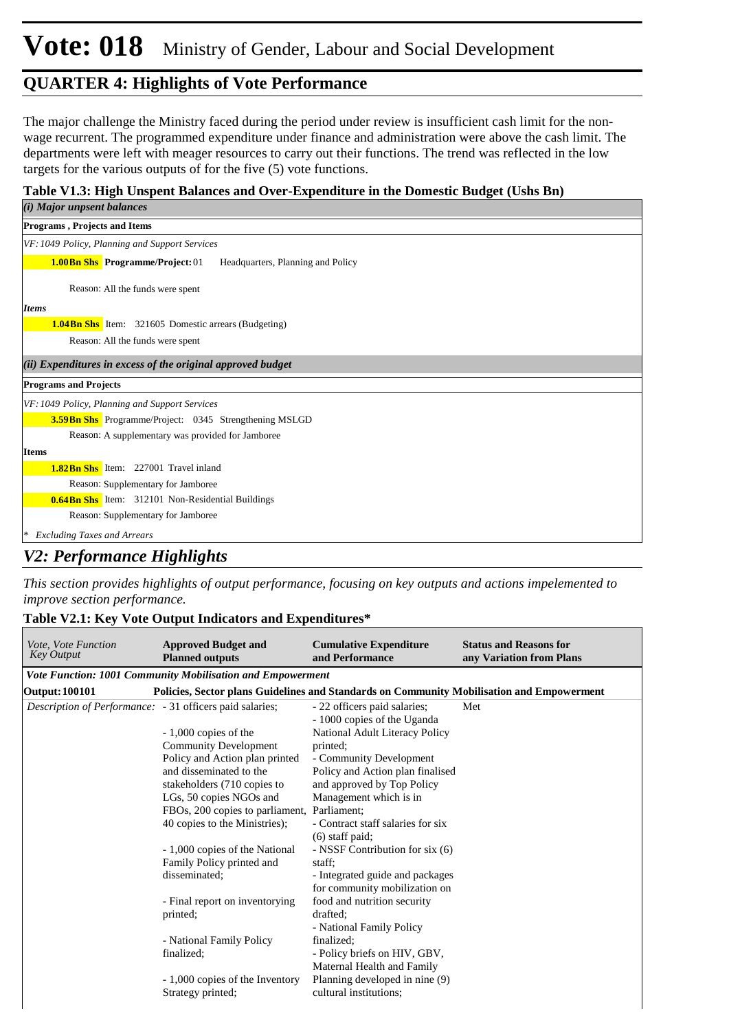# Vote: 018 Ministry of Gender, Labour and Social Development

## QUARTER 4: Highlights of Vote Performance

The major challenge the Ministry faced during the period under review is insufficient cash limit for the non-wage recurrent. The programmed expenditure under finance and administration were above the cash limit. The departments were left with meager resources to carry out their functions. The trend was reflected in the low targets for the various outputs of for the five (5) vote functions.

**Table V1.3: High Unspent Balances and Over-Expenditure in the Domestic Budget (Ushs Bn)**

***(i) Major unpsent balances***

**Programs , Projects and Items**

*VF: 1049 Policy, Planning and Support Services*

**1.00Bn Shs** **Programme/Project:** 01 Headquarters, Planning and Policy

Reason: All the funds were spent

***Items***

**1.04Bn Shs** Item: 321605 Domestic arrears (Budgeting)

Reason: All the funds were spent

***(ii) Expenditures in excess of the original approved budget***

**Programs and Projects**

*VF: 1049 Policy, Planning and Support Services*

**3.59Bn Shs** Programme/Project: 0345 Strengthening MSLGD

Reason: A supplementary was provided for Jamboree

**Items**

**1.82Bn Shs** Item: 227001 Travel inland

Reason: Supplementary for Jamboree

**0.64Bn Shs** Item: 312101 Non-Residential Buildings

Reason: Supplementary for Jamboree

*\* Excluding Taxes and Arrears*

## *V2: Performance Highlights*

*This section provides highlights of output performance, focusing on key outputs and actions impelemented to improve section performance.*

**Table V2.1: Key Vote Output Indicators and Expenditures***

| *Vote, Vote Function Key Output* | **Approved Budget and Planned outputs** | **Cumulative Expenditure and Performance** | **Status and Reasons for any Variation from Plans** |
|---|---|---|---|
| ***Vote Function: 1001 Community Mobilisation and Empowerment*** | | | |
| **Output: 100101** | **Policies, Sector plans Guidelines and Standards on Community Mobilisation and Empowerment** | | |
| *Description of Performance:* | - 31 officers paid salaries;<br><br>- 1,000 copies of the Community Development Policy and Action plan printed and disseminated to the stakeholders (710 copies to LGs, 50 copies NGOs and FBOs, 200 copies to parliament, 40 copies to the Ministries);<br><br>- 1,000 copies of the National Family Policy printed and disseminated;<br><br>- Final report on inventorying printed;<br><br>- National Family Policy finalized;<br><br>- 1,000 copies of the Inventory Strategy printed; | - 22 officers paid salaries;<br>- 1000 copies of the Uganda National Adult Literacy Policy printed;<br>- Community Development Policy and Action plan finalised and approved by Top Policy Management which is in Parliament;<br>- Contract staff salaries for six (6) staff paid;<br>- NSSF Contribution for six (6) staff;<br>- Integrated guide and packages for community mobilization on food and nutrition security drafted;<br>- National Family Policy finalized;<br>- Policy briefs on HIV, GBV, Maternal Health and Family Planning developed in nine (9) cultural institutions; | Met |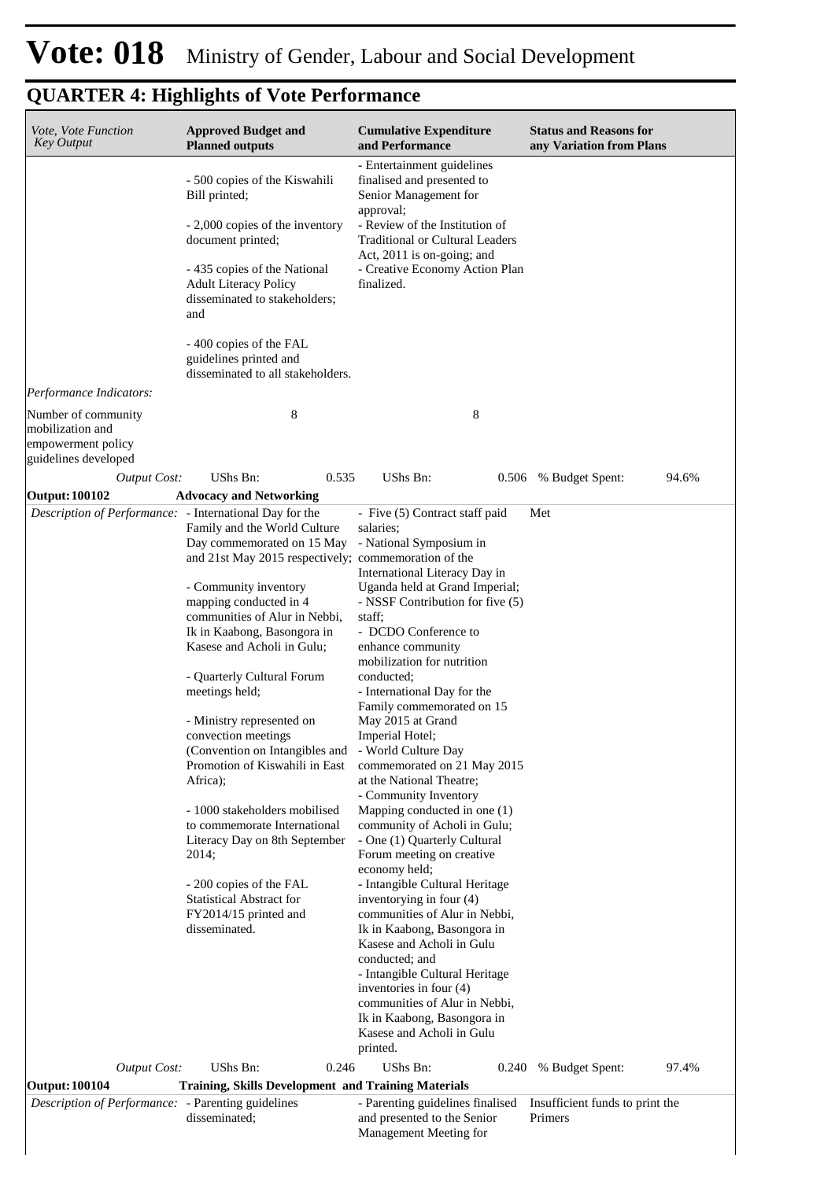# Vote: 018 Ministry of Gender, Labour and Social Development

## QUARTER 4: Highlights of Vote Performance

| *Vote, Vote Function Key Output* | **Approved Budget and Planned outputs** | **Cumulative Expenditure and Performance** | **Status and Reasons for any Variation from Plans** |
|---|---|---|---|
| | - 500 copies of the Kiswahili Bill printed;<br><br>- 2,000 copies of the inventory document printed;<br><br>- 435 copies of the National Adult Literacy Policy disseminated to stakeholders; and<br><br>- 400 copies of the FAL guidelines printed and disseminated to all stakeholders. | - Entertainment guidelines finalised and presented to Senior Management for approval;<br>- Review of the Institution of Traditional or Cultural Leaders Act, 2011 is on-going; and<br>- Creative Economy Action Plan finalized. | |
| *Performance Indicators:* | | | |
| Number of community mobilization and empowerment policy guidelines developed | 8 | 8 | |
| *Output Cost:* | UShs Bn: 0.535 | UShs Bn: 0.506 | % Budget Spent: 94.6% |
| **Output: 100102** | **Advocacy and Networking** | | |
| *Description of Performance:* | - International Day for the Family and the World Culture Day commemorated on 15 May and 21st May 2015 respectively;<br><br>- Community inventory mapping conducted in 4 communities of Alur in Nebbi, Ik in Kaabong, Basongora in Kasese and Acholi in Gulu;<br><br>- Quarterly Cultural Forum meetings held;<br><br>- Ministry represented on convection meetings (Convention on Intangibles and Promotion of Kiswahili in East Africa);<br><br>- 1000 stakeholders mobilised to commemorate International Literacy Day on 8th September 2014;<br><br>- 200 copies of the FAL Statistical Abstract for FY2014/15 printed and disseminated. | - Five (5) Contract staff paid salaries;<br>- National Symposium in commemoration of the International Literacy Day in Uganda held at Grand Imperial;<br>- NSSF Contribution for five (5) staff;<br>- DCDO Conference to enhance community mobilization for nutrition conducted;<br>- International Day for the Family commemorated on 15 May 2015 at Grand Imperial Hotel;<br>- World Culture Day commemorated on 21 May 2015 at the National Theatre;<br>- Community Inventory Mapping conducted in one (1) community of Acholi in Gulu;<br>- One (1) Quarterly Cultural Forum meeting on creative economy held;<br>- Intangible Cultural Heritage inventorying in four (4) communities of Alur in Nebbi, Ik in Kaabong, Basongora in Kasese and Acholi in Gulu conducted; and<br>- Intangible Cultural Heritage inventories in four (4) communities of Alur in Nebbi, Ik in Kaabong, Basongora in Kasese and Acholi in Gulu printed. | Met |
| *Output Cost:* | UShs Bn: 0.246 | UShs Bn: 0.240 | % Budget Spent: 97.4% |
| **Output: 100104** | **Training, Skills Development and Training Materials** | | |
| *Description of Performance:* | - Parenting guidelines disseminated; | - Parenting guidelines finalised and presented to the Senior Management Meeting for | Insufficient funds to print the Primers |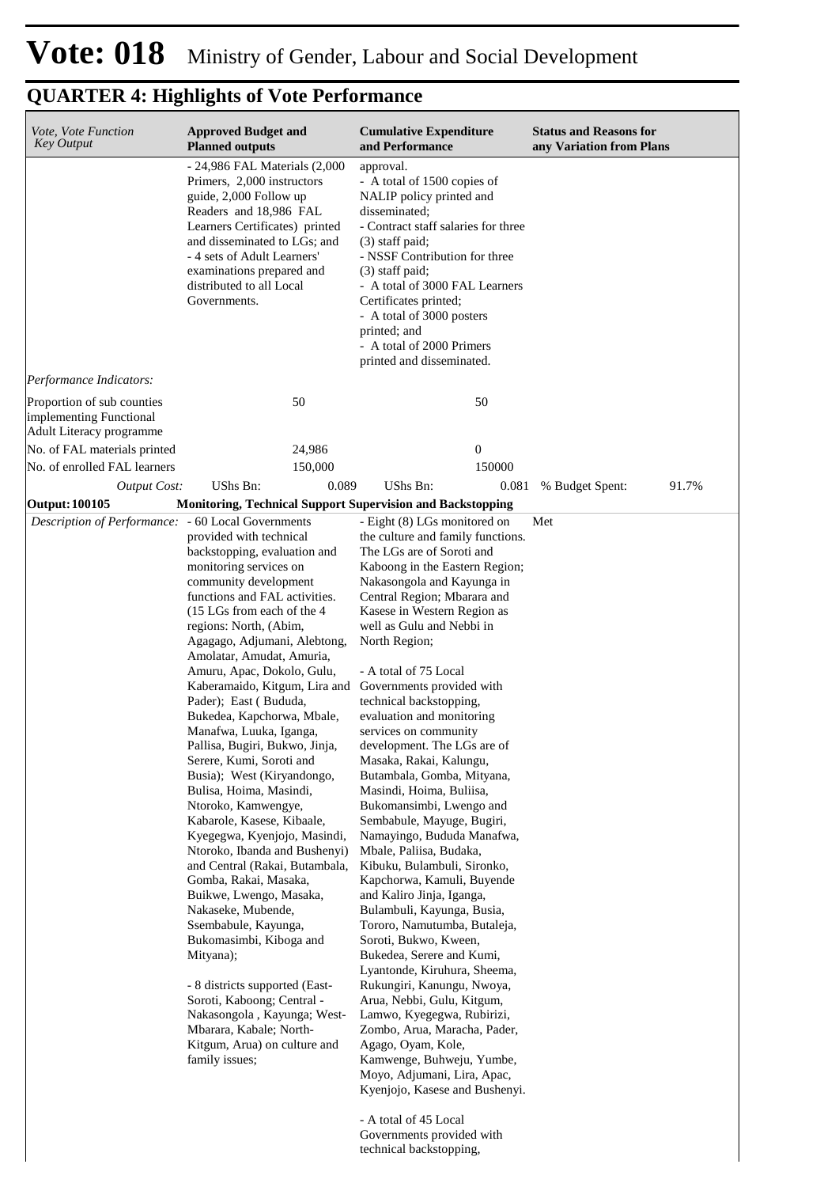# Vote: 018 Ministry of Gender, Labour and Social Development

## QUARTER 4: Highlights of Vote Performance

| *Vote, Vote Function Key Output* | **Approved Budget and Planned outputs** | **Cumulative Expenditure and Performance** | **Status and Reasons for any Variation from Plans** |
|---|---|---|---|
| | - 24,986 FAL Materials (2,000 Primers, 2,000 instructors guide, 2,000 Follow up Readers and 18,986 FAL Learners Certificates) printed and disseminated to LGs; and<br>- 4 sets of Adult Learners' examinations prepared and distributed to all Local Governments. | approval.<br>- A total of 1500 copies of NALIP policy printed and disseminated;<br>- Contract staff salaries for three (3) staff paid;<br>- NSSF Contribution for three (3) staff paid;<br>- A total of 3000 FAL Learners Certificates printed;<br>- A total of 3000 posters printed; and<br>- A total of 2000 Primers printed and disseminated. | |
| *Performance Indicators:* | | | |
| Proportion of sub counties implementing Functional Adult Literacy programme | 50 | 50 | |
| No. of FAL materials printed | 24,986 | 0 | |
| No. of enrolled FAL learners | 150,000 | 150000 | |
| *Output Cost:* | UShs Bn: 0.089 | UShs Bn: 0.081 | % Budget Spent: 91.7% |
| **Output: 100105** | **Monitoring, Technical Support Supervision and Backstopping** | | |
| *Description of Performance:* | - 60 Local Governments provided with technical backstopping, evaluation and monitoring services on community development functions and FAL activities. (15 LGs from each of the 4 regions: North, (Abim, Agagago, Adjumani, Alebtong, Amolatar, Amudat, Amuria, Amuru, Apac, Dokolo, Gulu, Kaberamaido, Kitgum, Lira and Pader); East ( Bududa, Bukedea, Kapchorwa, Mbale, Manafwa, Luuka, Iganga, Pallisa, Bugiri, Bukwo, Jinja, Serere, Kumi, Soroti and Busia); West (Kiryandongo, Bulisa, Hoima, Masindi, Ntoroko, Kamwengye, Kabarole, Kasese, Kibaale, Kyegegwa, Kyenjojo, Masindi, Ntoroko, Ibanda and Bushenyi) and Central (Rakai, Butambala, Gomba, Rakai, Masaka, Buikwe, Lwengo, Masaka, Nakaseke, Mubende, Ssembabule, Kayunga, Bukomasimbi, Kiboga and Mityana);<br><br>- 8 districts supported (East-Soroti, Kaboong; Central - Nakasongola , Kayunga; West-Mbarara, Kabale; North-Kitgum, Arua) on culture and family issues; | - Eight (8) LGs monitored on the culture and family functions. The LGs are of Soroti and Kaboong in the Eastern Region; Nakasongola and Kayunga in Central Region; Mbarara and Kasese in Western Region as well as Gulu and Nebbi in North Region;<br><br>- A total of 75 Local Governments provided with technical backstopping, evaluation and monitoring services on community development. The LGs are of Masaka, Rakai, Kalungu, Butambala, Gomba, Mityana, Masindi, Hoima, Buliisa, Bukomansimbi, Lwengo and Sembabule, Mayuge, Bugiri, Namayingo, Bududa Manafwa, Mbale, Paliisa, Budaka, Kibuku, Bulambuli, Sironko, Kapchorwa, Kamuli, Buyende and Kaliro Jinja, Iganga, Bulambuli, Kayunga, Busia, Tororo, Namutumba, Butaleja, Soroti, Bukwo, Kween, Bukedea, Serere and Kumi, Lyantonde, Kiruhura, Sheema, Rukungiri, Kanungu, Nwoya, Arua, Nebbi, Gulu, Kitgum, Lamwo, Kyegegwa, Rubirizi, Zombo, Arua, Maracha, Pader, Agago, Oyam, Kole, Kamwenge, Buhweju, Yumbe, Moyo, Adjumani, Lira, Apac, Kyenjojo, Kasese and Bushenyi.<br><br>- A total of 45 Local Governments provided with technical backstopping, | Met |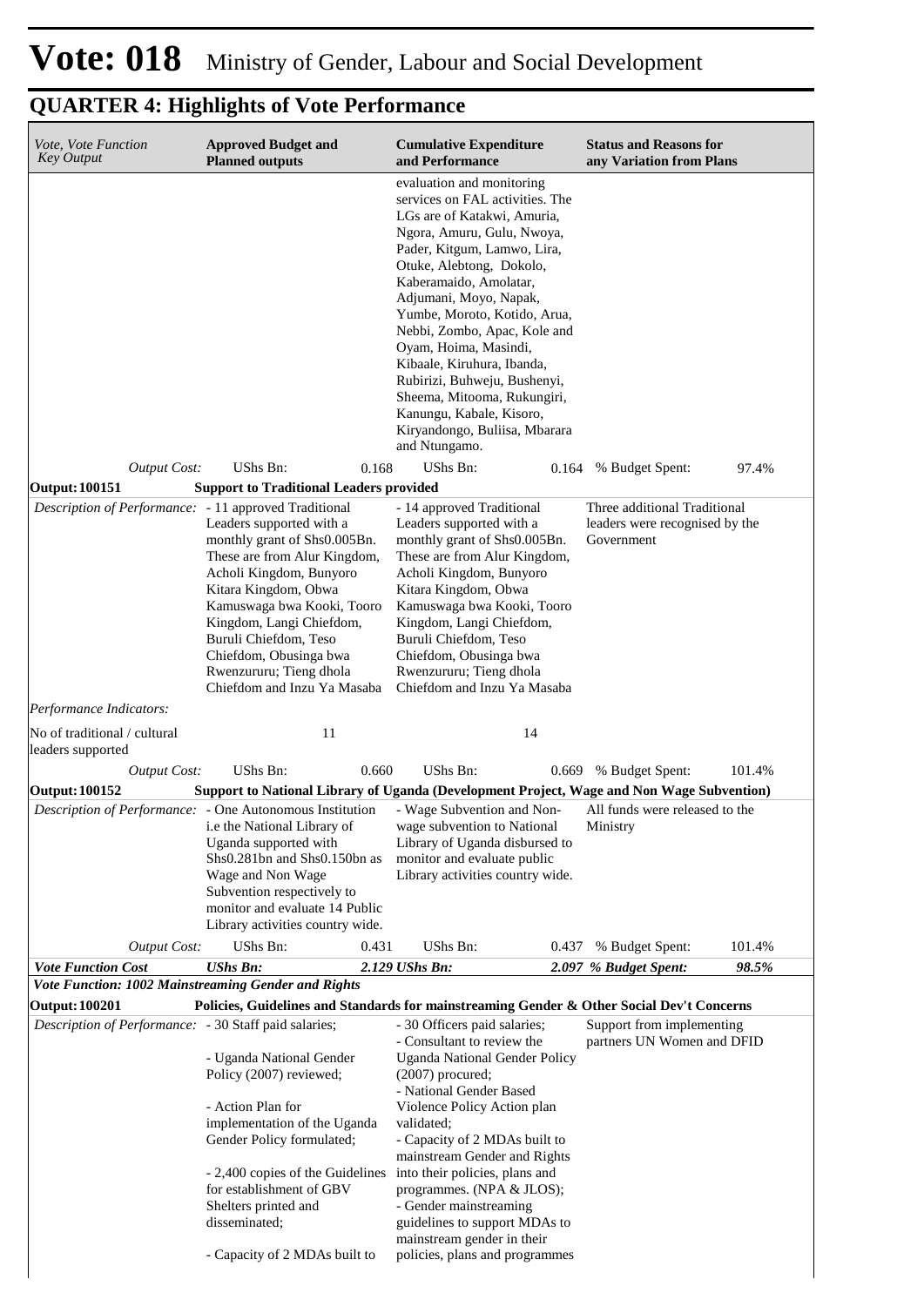# Vote: 018 Ministry of Gender, Labour and Social Development

## QUARTER 4: Highlights of Vote Performance

| *Vote, Vote Function Key Output* | **Approved Budget and Planned outputs** | **Cumulative Expenditure and Performance** | **Status and Reasons for any Variation from Plans** |
|---|---|---|---|
| | | evaluation and monitoring services on FAL activities. The LGs are of Katakwi, Amuria, Ngora, Amuru, Gulu, Nwoya, Pader, Kitgum, Lamwo, Lira, Otuke, Alebtong, Dokolo, Kaberamaido, Amolatar, Adjumani, Moyo, Napak, Yumbe, Moroto, Kotido, Arua, Nebbi, Zombo, Apac, Kole and Oyam, Hoima, Masindi, Kibaale, Kiruhura, Ibanda, Rubirizi, Buhweju, Bushenyi, Sheema, Mitooma, Rukungiri, Kanungu, Kabale, Kisoro, Kiryandongo, Buliisa, Mbarara and Ntungamo. | |
| *Output Cost:* | UShs Bn: 0.168 | UShs Bn: 0.164 | % Budget Spent: 97.4% |
| **Output: 100151** | **Support to Traditional Leaders provided** | | |
| *Description of Performance:* | - 11 approved Traditional Leaders supported with a monthly grant of Shs0.005Bn. These are from Alur Kingdom, Acholi Kingdom, Bunyoro Kitara Kingdom, Obwa Kamuswaga bwa Kooki, Tooro Kingdom, Langi Chiefdom, Buruli Chiefdom, Teso Chiefdom, Obusinga bwa Rwenzururu; Tieng dhola Chiefdom and Inzu Ya Masaba | - 14 approved Traditional Leaders supported with a monthly grant of Shs0.005Bn. These are from Alur Kingdom, Acholi Kingdom, Bunyoro Kitara Kingdom, Obwa Kamuswaga bwa Kooki, Tooro Kingdom, Langi Chiefdom, Buruli Chiefdom, Teso Chiefdom, Obusinga bwa Rwenzururu; Tieng dhola Chiefdom and Inzu Ya Masaba | Three additional Traditional leaders were recognised by the Government |
| *Performance Indicators:* | | | |
| No of traditional / cultural leaders supported | 11 | 14 | |
| *Output Cost:* | UShs Bn: 0.660 | UShs Bn: 0.669 | % Budget Spent: 101.4% |
| **Output: 100152** | **Support to National Library of Uganda (Development Project, Wage and Non Wage Subvention)** | | |
| *Description of Performance:* | - One Autonomous Institution i.e the National Library of Uganda supported with Shs0.281bn and Shs0.150bn as Wage and Non Wage Subvention respectively to monitor and evaluate 14 Public Library activities country wide. | - Wage Subvention and Non-wage subvention to National Library of Uganda disbursed to monitor and evaluate public Library activities country wide. | All funds were released to the Ministry |
| *Output Cost:* | UShs Bn: 0.431 | UShs Bn: 0.437 | % Budget Spent: 101.4% |
| ***Vote Function Cost*** | ***UShs Bn: 2.129*** | ***UShs Bn: 2.097*** | ***% Budget Spent: 98.5%*** |
| ***Vote Function: 1002 Mainstreaming Gender and Rights*** | | | |
| **Output: 100201** | **Policies, Guidelines and Standards for mainstreaming Gender & Other Social Dev't Concerns** | | |
| *Description of Performance:* | - 30 Staff paid salaries;<br><br>- Uganda National Gender Policy (2007) reviewed;<br><br>- Action Plan for implementation of the Uganda Gender Policy formulated;<br><br>- 2,400 copies of the Guidelines for establishment of GBV Shelters printed and disseminated;<br><br>- Capacity of 2 MDAs built to | - 30 Officers paid salaries;<br>- Consultant to review the Uganda National Gender Policy (2007) procured;<br>- National Gender Based Violence Policy Action plan validated;<br>- Capacity of 2 MDAs built to mainstream Gender and Rights into their policies, plans and programmes. (NPA & JLOS);<br>- Gender mainstreaming guidelines to support MDAs to mainstream gender in their policies, plans and programmes | Support from implementing partners UN Women and DFID |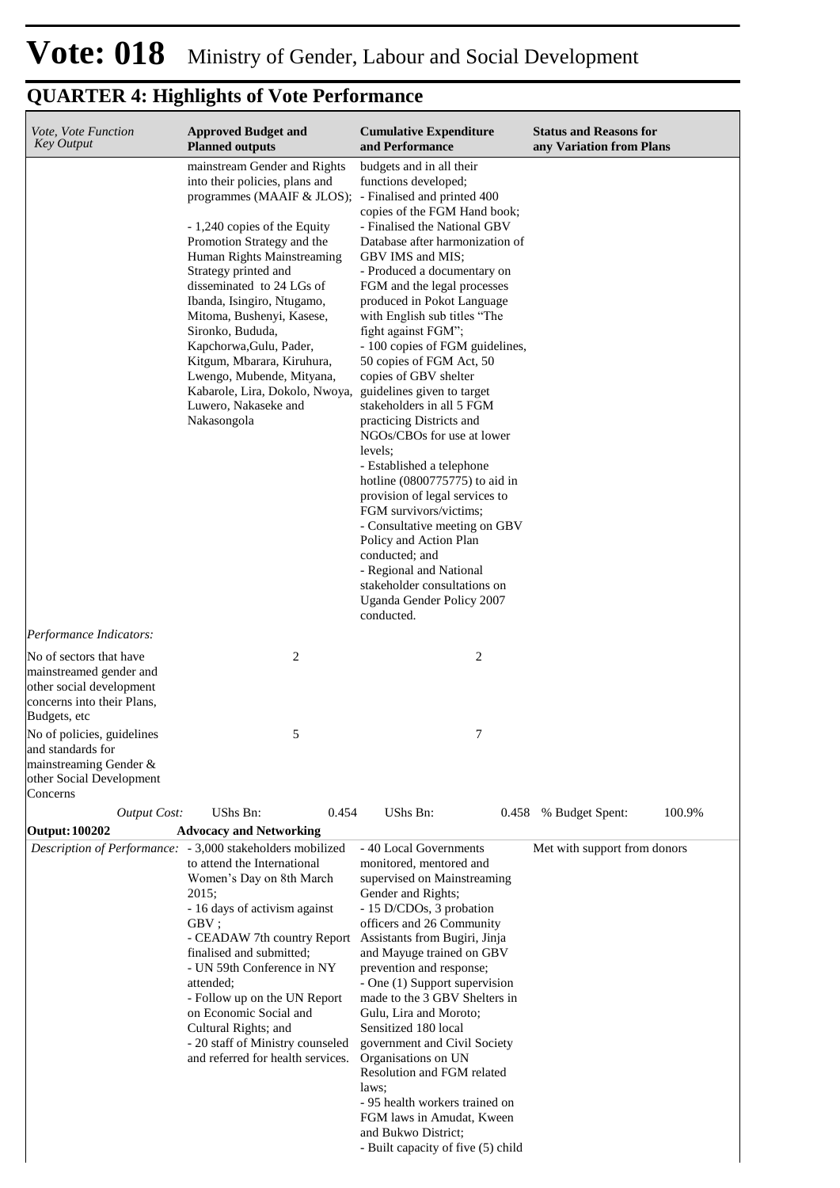# Vote: 018 Ministry of Gender, Labour and Social Development

## QUARTER 4: Highlights of Vote Performance

| *Vote, Vote Function Key Output* | **Approved Budget and Planned outputs** | **Cumulative Expenditure and Performance** | **Status and Reasons for any Variation from Plans** |
|---|---|---|---|
| | mainstream Gender and Rights into their policies, plans and programmes (MAAIF & JLOS);<br><br>- 1,240 copies of the Equity Promotion Strategy and the Human Rights Mainstreaming Strategy printed and disseminated to 24 LGs of Ibanda, Isingiro, Ntugamo, Mitoma, Bushenyi, Kasese, Sironko, Bududa, Kapchorwa,Gulu, Pader, Kitgum, Mbarara, Kiruhura, Lwengo, Mubende, Mityana, Kabarole, Lira, Dokolo, Nwoya, Luwero, Nakaseke and Nakasongola | budgets and in all their functions developed;<br>- Finalised and printed 400 copies of the FGM Hand book;<br>- Finalised the National GBV Database after harmonization of GBV IMS and MIS;<br>- Produced a documentary on FGM and the legal processes produced in Pokot Language with English sub titles "The fight against FGM";<br>- 100 copies of FGM guidelines, 50 copies of FGM Act, 50 copies of GBV shelter guidelines given to target stakeholders in all 5 FGM practicing Districts and NGOs/CBOs for use at lower levels;<br>- Established a telephone hotline (0800775775) to aid in provision of legal services to FGM survivors/victims;<br>- Consultative meeting on GBV Policy and Action Plan conducted; and<br>- Regional and National stakeholder consultations on Uganda Gender Policy 2007 conducted. | |
| *Performance Indicators:* | | | |
| No of sectors that have mainstreamed gender and other social development concerns into their Plans, Budgets, etc | 2 | 2 | |
| No of policies, guidelines and standards for mainstreaming Gender & other Social Development Concerns | 5 | 7 | |
| *Output Cost:* | UShs Bn: 0.454 | UShs Bn: 0.458 | % Budget Spent: 100.9% |
| **Output: 100202** | **Advocacy and Networking** | | |
| *Description of Performance:* | - 3,000 stakeholders mobilized to attend the International Women's Day on 8th March 2015;<br>- 16 days of activism against GBV ;<br>- CEADAW 7th country Report finalised and submitted;<br>- UN 59th Conference in NY attended;<br>- Follow up on the UN Report on Economic Social and Cultural Rights; and<br>- 20 staff of Ministry counseled and referred for health services. | - 40 Local Governments monitored, mentored and supervised on Mainstreaming Gender and Rights;<br>- 15 D/CDOs, 3 probation officers and 26 Community Assistants from Bugiri, Jinja and Mayuge trained on GBV prevention and response;<br>- One (1) Support supervision made to the 3 GBV Shelters in Gulu, Lira and Moroto;<br>Sensitized 180 local government and Civil Society Organisations on UN Resolution and FGM related laws;<br>- 95 health workers trained on FGM laws in Amudat, Kween and Bukwo District;<br>- Built capacity of five (5) child | Met with support from donors |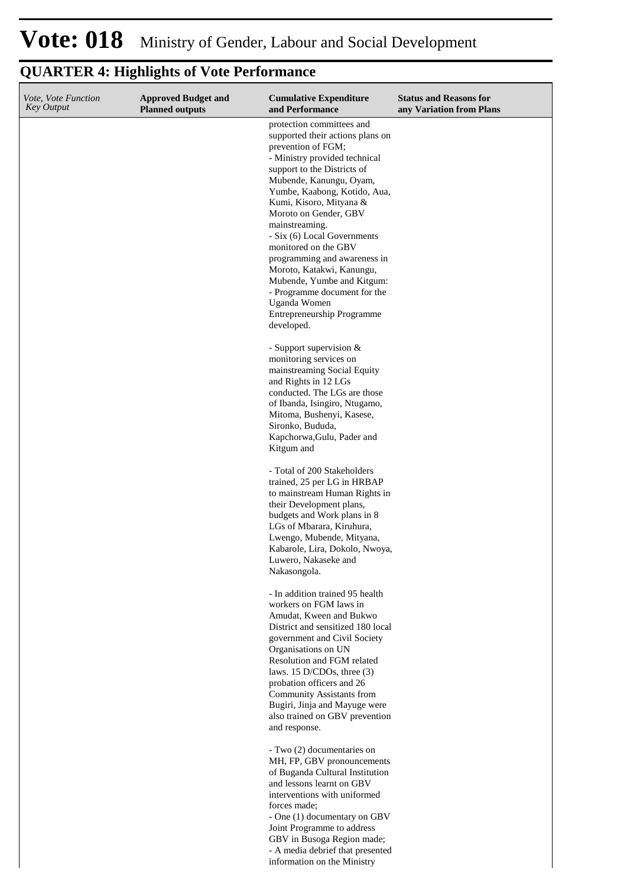# Vote: 018 Ministry of Gender, Labour and Social Development

## QUARTER 4: Highlights of Vote Performance

| *Vote, Vote Function Key Output* | **Approved Budget and Planned outputs** | **Cumulative Expenditure and Performance** | **Status and Reasons for any Variation from Plans** |
|---|---|---|---|
| | | protection committees and supported their actions plans on prevention of FGM;<br>- Ministry provided technical support to the Districts of Mubende, Kanungu, Oyam, Yumbe, Kaabong, Kotido, Aua, Kumi, Kisoro, Mityana & Moroto on Gender, GBV mainstreaming.<br>- Six (6) Local Governments monitored on the GBV programming and awareness in Moroto, Katakwi, Kanungu, Mubende, Yumbe and Kitgum:<br>- Programme document for the Uganda Women Entrepreneurship Programme developed.<br><br>- Support supervision & monitoring services on mainstreaming Social Equity and Rights in 12 LGs conducted. The LGs are those of Ibanda, Isingiro, Ntugamo, Mitoma, Bushenyi, Kasese, Sironko, Bududa, Kapchorwa,Gulu, Pader and Kitgum and<br><br>- Total of 200 Stakeholders trained, 25 per LG in HRBAP to mainstream Human Rights in their Development plans, budgets and Work plans in 8 LGs of Mbarara, Kiruhura, Lwengo, Mubende, Mityana, Kabarole, Lira, Dokolo, Nwoya, Luwero, Nakaseke and Nakasongola.<br><br>- In addition trained 95 health workers on FGM laws in Amudat, Kween and Bukwo District and sensitized 180 local government and Civil Society Organisations on UN Resolution and FGM related laws. 15 D/CDOs, three (3) probation officers and 26 Community Assistants from Bugiri, Jinja and Mayuge were also trained on GBV prevention and response.<br><br>- Two (2) documentaries on MH, FP, GBV pronouncements of Buganda Cultural Institution and lessons learnt on GBV interventions with uniformed forces made;<br>- One (1) documentary on GBV Joint Programme to address GBV in Busoga Region made;<br>- A media debrief that presented information on the Ministry | |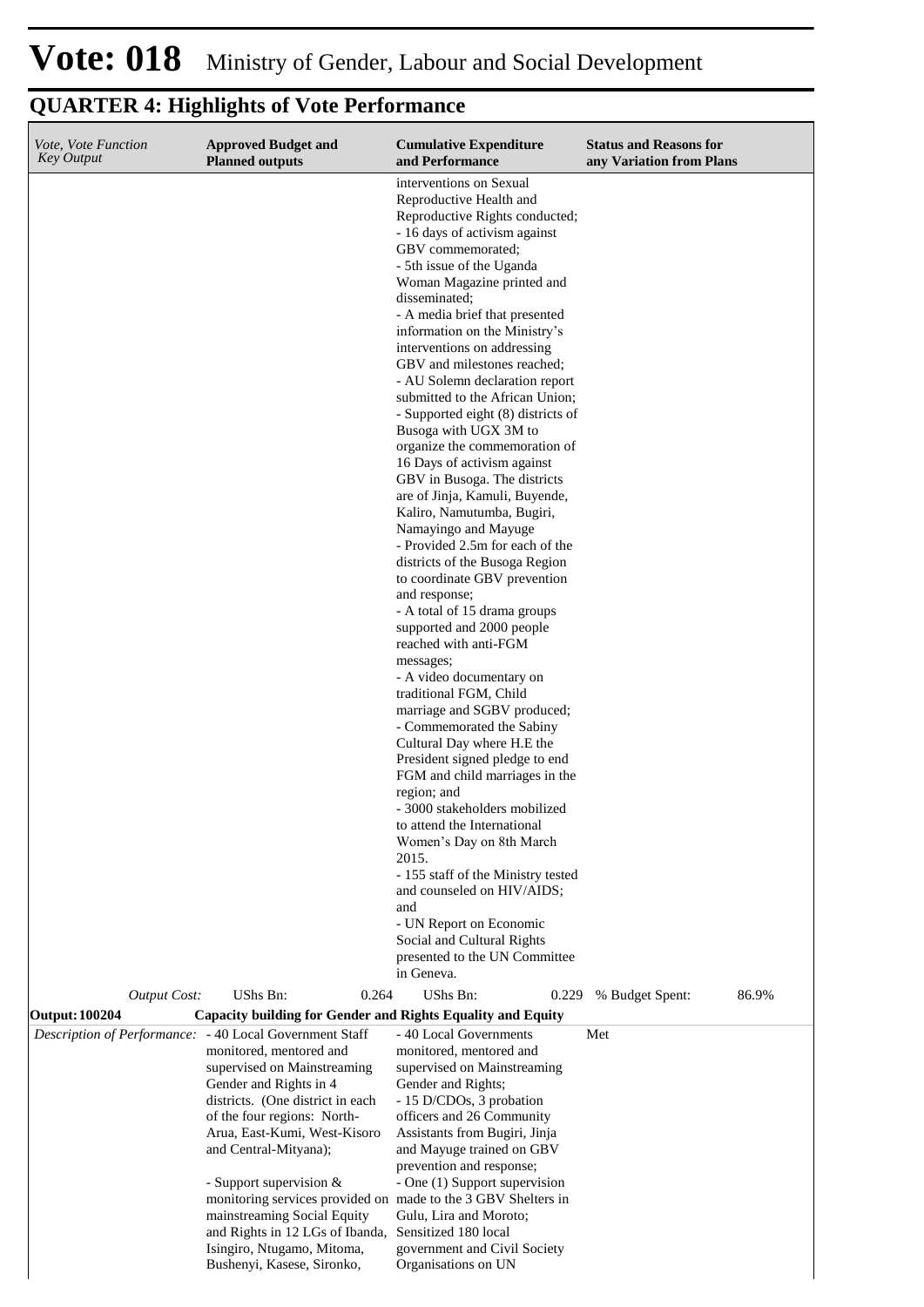# Vote: 018 Ministry of Gender, Labour and Social Development

## QUARTER 4: Highlights of Vote Performance

| *Vote, Vote Function Key Output* | **Approved Budget and Planned outputs** | **Cumulative Expenditure and Performance** | **Status and Reasons for any Variation from Plans** |
|---|---|---|---|
| | | interventions on Sexual Reproductive Health and Reproductive Rights conducted;<br>- 16 days of activism against GBV commemorated;<br>- 5th issue of the Uganda Woman Magazine printed and disseminated;<br>- A media brief that presented information on the Ministry's interventions on addressing GBV and milestones reached;<br>- AU Solemn declaration report submitted to the African Union;<br>- Supported eight (8) districts of Busoga with UGX 3M to organize the commemoration of 16 Days of activism against GBV in Busoga. The districts are of Jinja, Kamuli, Buyende, Kaliro, Namutumba, Bugiri, Namayingo and Mayuge<br>- Provided 2.5m for each of the districts of the Busoga Region to coordinate GBV prevention and response;<br>- A total of 15 drama groups supported and 2000 people reached with anti-FGM messages;<br>- A video documentary on traditional FGM, Child marriage and SGBV produced;<br>- Commemorated the Sabiny Cultural Day where H.E the President signed pledge to end FGM and child marriages in the region; and<br>- 3000 stakeholders mobilized to attend the International Women's Day on 8th March 2015.<br>- 155 staff of the Ministry tested and counseled on HIV/AIDS; and<br>- UN Report on Economic Social and Cultural Rights presented to the UN Committee in Geneva. | |
| *Output Cost:* | UShs Bn: 0.264 | UShs Bn: 0.229 | % Budget Spent: 86.9% |
| **Output: 100204** | **Capacity building for Gender and Rights Equality and Equity** | | |
| *Description of Performance:* | - 40 Local Government Staff monitored, mentored and supervised on Mainstreaming Gender and Rights in 4 districts. (One district in each of the four regions: North-Arua, East-Kumi, West-Kisoro and Central-Mityana);<br><br>- Support supervision & monitoring services provided on mainstreaming Social Equity and Rights in 12 LGs of Ibanda, Isingiro, Ntugamo, Mitoma, Bushenyi, Kasese, Sironko, | - 40 Local Governments monitored, mentored and supervised on Mainstreaming Gender and Rights;<br>- 15 D/CDOs, 3 probation officers and 26 Community Assistants from Bugiri, Jinja and Mayuge trained on GBV prevention and response;<br>- One (1) Support supervision made to the 3 GBV Shelters in Gulu, Lira and Moroto; Sensitized 180 local government and Civil Society Organisations on UN | Met |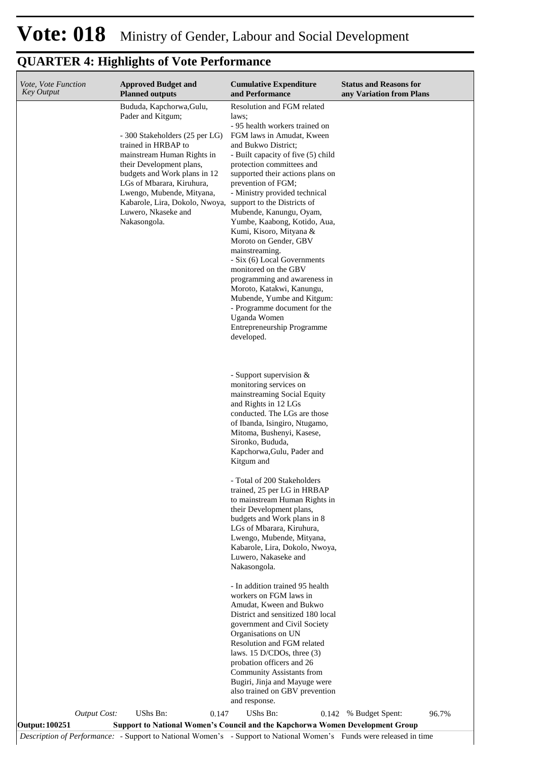# Vote: 018 Ministry of Gender, Labour and Social Development

## QUARTER 4: Highlights of Vote Performance

| *Vote, Vote Function Key Output* | **Approved Budget and Planned outputs** | **Cumulative Expenditure and Performance** | **Status and Reasons for any Variation from Plans** |
|---|---|---|---|
| | Bududa, Kapchorwa,Gulu, Pader and Kitgum;<br><br>- 300 Stakeholders (25 per LG) trained in HRBAP to mainstream Human Rights in their Development plans, budgets and Work plans in 12 LGs of Mbarara, Kiruhura, Lwengo, Mubende, Mityana, Kabarole, Lira, Dokolo, Nwoya, Luwero, Nkaseke and Nakasongola. | Resolution and FGM related laws;<br>- 95 health workers trained on FGM laws in Amudat, Kween and Bukwo District;<br>- Built capacity of five (5) child protection committees and supported their actions plans on prevention of FGM;<br>- Ministry provided technical support to the Districts of Mubende, Kanungu, Oyam, Yumbe, Kaabong, Kotido, Aua, Kumi, Kisoro, Mityana & Moroto on Gender, GBV mainstreaming.<br>- Six (6) Local Governments monitored on the GBV programming and awareness in Moroto, Katakwi, Kanungu, Mubende, Yumbe and Kitgum:<br>- Programme document for the Uganda Women Entrepreneurship Programme developed.<br><br>- Support supervision & monitoring services on mainstreaming Social Equity and Rights in 12 LGs conducted. The LGs are those of Ibanda, Isingiro, Ntugamo, Mitoma, Bushenyi, Kasese, Sironko, Bududa, Kapchorwa,Gulu, Pader and Kitgum and<br><br>- Total of 200 Stakeholders trained, 25 per LG in HRBAP to mainstream Human Rights in their Development plans, budgets and Work plans in 8 LGs of Mbarara, Kiruhura, Lwengo, Mubende, Mityana, Kabarole, Lira, Dokolo, Nwoya, Luwero, Nakaseke and Nakasongola.<br><br>- In addition trained 95 health workers on FGM laws in Amudat, Kween and Bukwo District and sensitized 180 local government and Civil Society Organisations on UN Resolution and FGM related laws. 15 D/CDOs, three (3) probation officers and 26 Community Assistants from Bugiri, Jinja and Mayuge were also trained on GBV prevention and response. | |
| *Output Cost:* | UShs Bn: 0.147 | UShs Bn: 0.142 | % Budget Spent: 96.7% |
| **Output: 100251** | **Support to National Women's Council and the Kapchorwa Women Development Group** | | |
| *Description of Performance:* | - Support to National Women's | - Support to National Women's | Funds were released in time |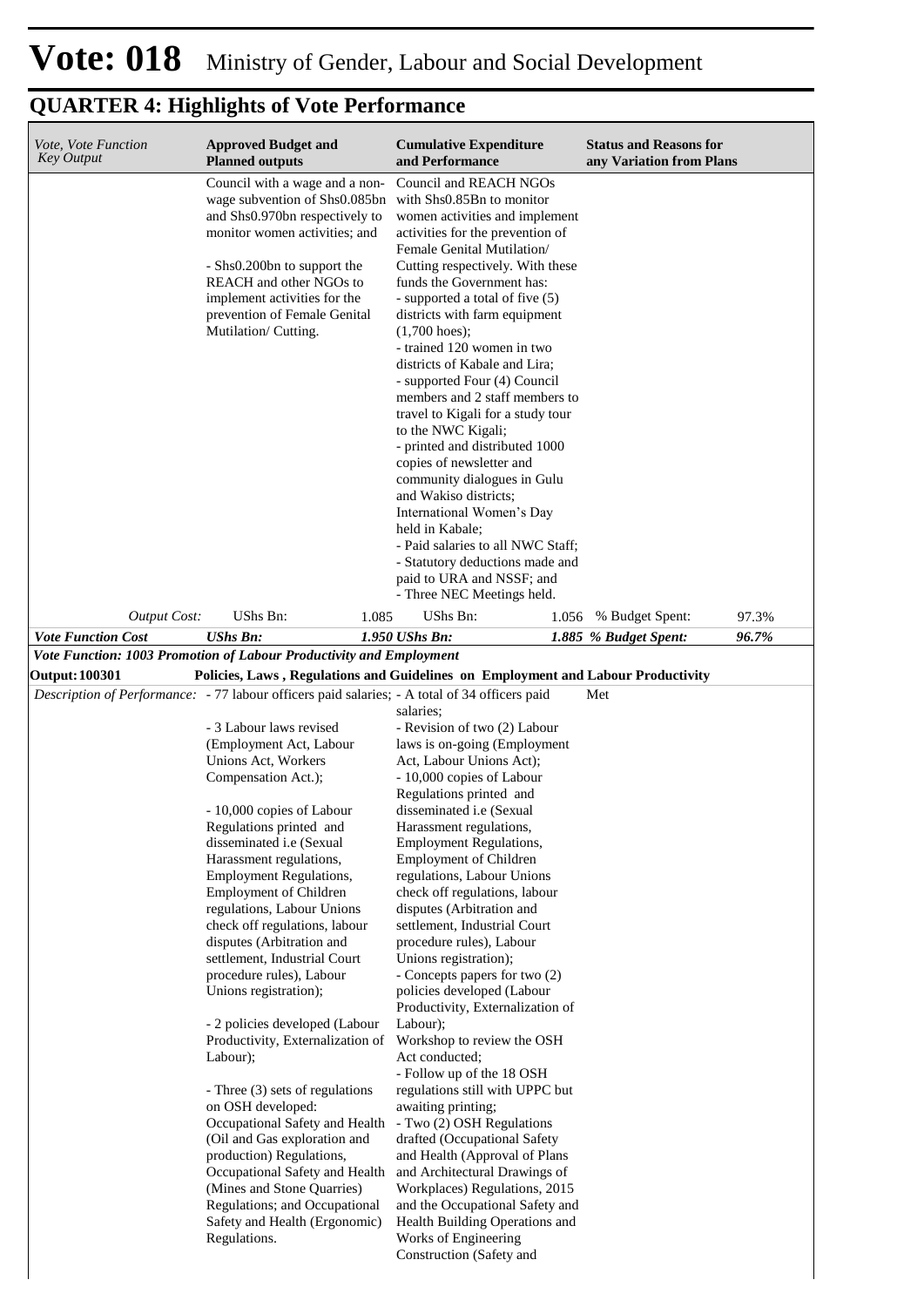# Vote: 018 Ministry of Gender, Labour and Social Development

## QUARTER 4: Highlights of Vote Performance

| *Vote, Vote Function Key Output* | **Approved Budget and Planned outputs** | **Cumulative Expenditure and Performance** | **Status and Reasons for any Variation from Plans** |
|---|---|---|---|
| | Council with a wage and a non-wage subvention of Shs0.085bn and Shs0.970bn respectively to monitor women activities; and<br><br>- Shs0.200bn to support the REACH and other NGOs to implement activities for the prevention of Female Genital Mutilation/ Cutting. | Council and REACH NGOs with Shs0.85Bn to monitor women activities and implement activities for the prevention of Female Genital Mutilation/ Cutting respectively. With these funds the Government has:<br>- supported a total of five (5) districts with farm equipment (1,700 hoes);<br>- trained 120 women in two districts of Kabale and Lira;<br>- supported Four (4) Council members and 2 staff members to travel to Kigali for a study tour to the NWC Kigali;<br>- printed and distributed 1000 copies of newsletter and community dialogues in Gulu and Wakiso districts;<br>International Women's Day held in Kabale;<br>- Paid salaries to all NWC Staff;<br>- Statutory deductions made and paid to URA and NSSF; and<br>- Three NEC Meetings held. | |
| *Output Cost:* | UShs Bn: 1.085 | UShs Bn: 1.056 | % Budget Spent: 97.3% |
| ***Vote Function Cost*** | ***UShs Bn: 1.950*** | ***UShs Bn: 1.885*** | ***% Budget Spent: 96.7%*** |
| ***Vote Function: 1003 Promotion of Labour Productivity and Employment*** | | | |
| **Output: 100301** | **Policies, Laws , Regulations and Guidelines on Employment and Labour Productivity** | | |
| *Description of Performance:* | - 77 labour officers paid salaries;<br><br>- 3 Labour laws revised (Employment Act, Labour Unions Act, Workers Compensation Act.);<br><br>- 10,000 copies of Labour Regulations printed and disseminated i.e (Sexual Harassment regulations, Employment Regulations, Employment of Children regulations, Labour Unions check off regulations, labour disputes (Arbitration and settlement, Industrial Court procedure rules), Labour Unions registration);<br><br>- 2 policies developed (Labour Productivity, Externalization of Labour);<br><br>- Three (3) sets of regulations on OSH developed: Occupational Safety and Health (Oil and Gas exploration and production) Regulations, Occupational Safety and Health (Mines and Stone Quarries) Regulations; and Occupational Safety and Health (Ergonomic) Regulations. | - A total of 34 officers paid salaries;<br>- Revision of two (2) Labour laws is on-going (Employment Act, Labour Unions Act);<br>- 10,000 copies of Labour Regulations printed and disseminated i.e (Sexual Harassment regulations, Employment Regulations, Employment of Children regulations, Labour Unions check off regulations, labour disputes (Arbitration and settlement, Industrial Court procedure rules), Labour Unions registration);<br>- Concepts papers for two (2) policies developed (Labour Productivity, Externalization of Labour);<br>Workshop to review the OSH Act conducted;<br>- Follow up of the 18 OSH regulations still with UPPC but awaiting printing;<br>- Two (2) OSH Regulations drafted (Occupational Safety and Health (Approval of Plans and Architectural Drawings of Workplaces) Regulations, 2015 and the Occupational Safety and Health Building Operations and Works of Engineering Construction (Safety and | Met |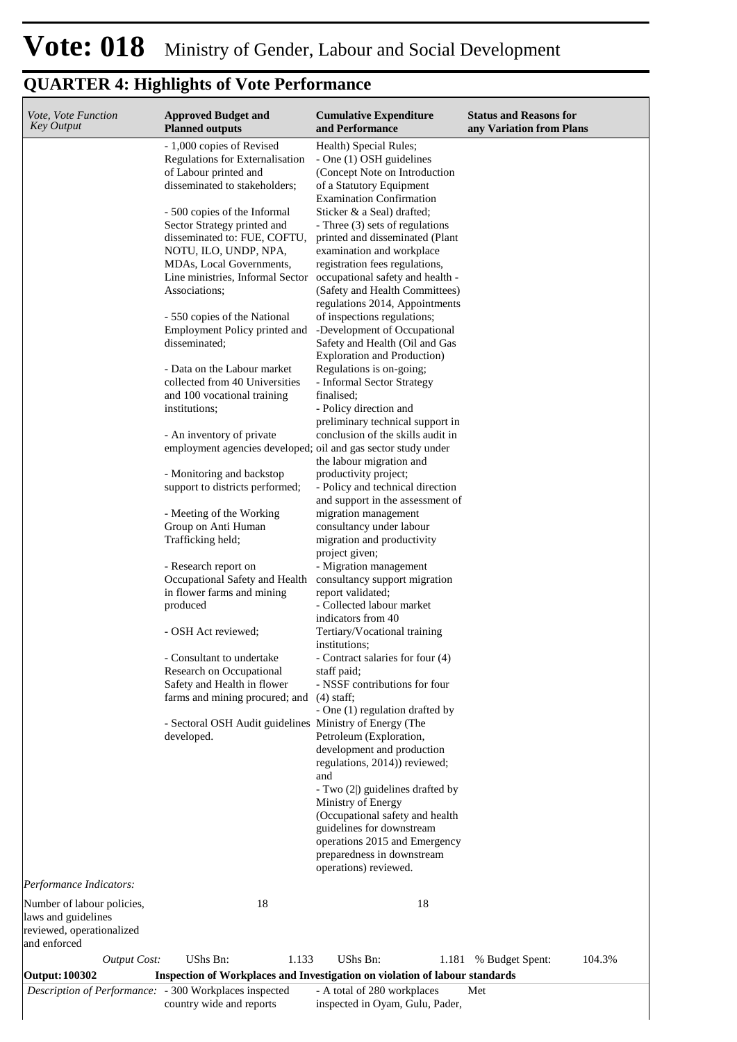# Vote: 018 Ministry of Gender, Labour and Social Development

## QUARTER 4: Highlights of Vote Performance

| *Vote, Vote Function Key Output* | **Approved Budget and Planned outputs** | **Cumulative Expenditure and Performance** | **Status and Reasons for any Variation from Plans** |
|---|---|---|---|
| | - 1,000 copies of Revised Regulations for Externalisation of Labour printed and disseminated to stakeholders;<br><br>- 500 copies of the Informal Sector Strategy printed and disseminated to: FUE, COFTU, NOTU, ILO, UNDP, NPA, MDAs, Local Governments, Line ministries, Informal Sector Associations;<br><br>- 550 copies of the National Employment Policy printed and disseminated;<br><br>- Data on the Labour market collected from 40 Universities and 100 vocational training institutions;<br><br>- An inventory of private employment agencies developed;<br><br>- Monitoring and backstop support to districts performed;<br><br>- Meeting of the Working Group on Anti Human Trafficking held;<br><br>- Research report on Occupational Safety and Health in flower farms and mining produced<br><br>- OSH Act reviewed;<br><br>- Consultant to undertake Research on Occupational Safety and Health in flower farms and mining procured; and<br><br>- Sectoral OSH Audit guidelines developed. | Health) Special Rules;<br>- One (1) OSH guidelines (Concept Note on Introduction of a Statutory Equipment Examination Confirmation Sticker & a Seal) drafted;<br>- Three (3) sets of regulations printed and disseminated (Plant examination and workplace registration fees regulations, occupational safety and health - (Safety and Health Committees) regulations 2014, Appointments of inspections regulations;<br>-Development of Occupational Safety and Health (Oil and Gas Exploration and Production) Regulations is on-going;<br>- Informal Sector Strategy finalised;<br>- Policy direction and preliminary technical support in conclusion of the skills audit in oil and gas sector study under the labour migration and productivity project;<br>- Policy and technical direction and support in the assessment of migration management consultancy under labour migration and productivity project given;<br>- Migration management consultancy support migration report validated;<br>- Collected labour market indicators from 40 Tertiary/Vocational training institutions;<br>- Contract salaries for four (4) staff paid;<br>- NSSF contributions for four (4) staff;<br>- One (1) regulation drafted by Ministry of Energy (The Petroleum (Exploration, development and production regulations, 2014)) reviewed; and<br>- Two (2|) guidelines drafted by Ministry of Energy (Occupational safety and health guidelines for downstream operations 2015 and Emergency preparedness in downstream operations) reviewed. | |
| *Performance Indicators:* | | | |
| Number of labour policies, laws and guidelines reviewed, operationalized and enforced | 18 | 18 | |
| *Output Cost:* | UShs Bn: 1.133 | UShs Bn: 1.181 | % Budget Spent: 104.3% |
| **Output: 100302** | **Inspection of Workplaces and Investigation on violation of labour standards** | | |
| *Description of Performance:* | - 300 Workplaces inspected country wide and reports | - A total of 280 workplaces inspected in Oyam, Gulu, Pader, | Met |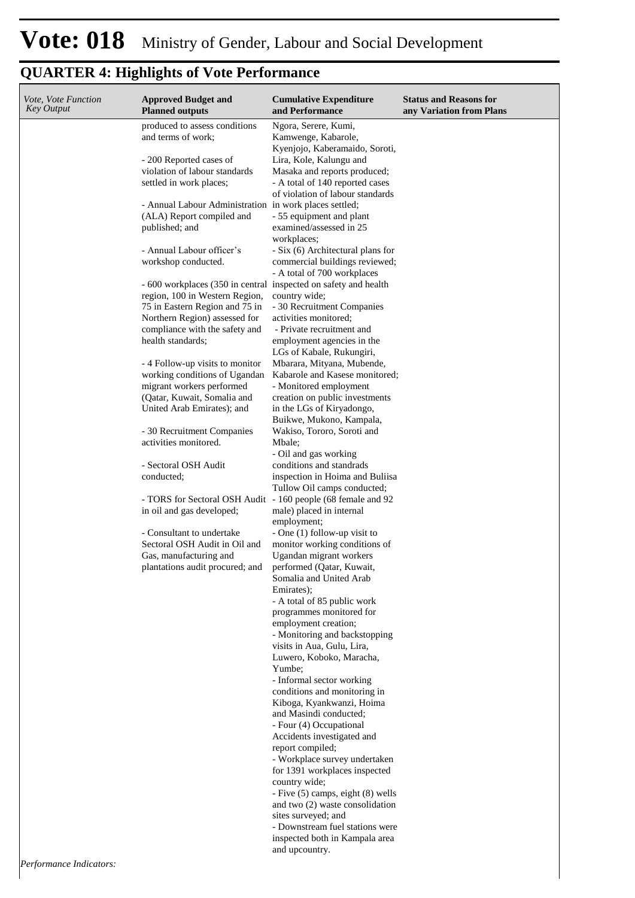# Vote: 018 Ministry of Gender, Labour and Social Development

## QUARTER 4: Highlights of Vote Performance

| *Vote, Vote Function Key Output* | **Approved Budget and Planned outputs** | **Cumulative Expenditure and Performance** | **Status and Reasons for any Variation from Plans** |
|---|---|---|---|
| | produced to assess conditions and terms of work;<br><br>- 200 Reported cases of violation of labour standards settled in work places;<br><br>- Annual Labour Administration (ALA) Report compiled and published; and<br><br>- Annual Labour officer's workshop conducted.<br><br>- 600 workplaces (350 in central region, 100 in Western Region, 75 in Eastern Region and 75 in Northern Region) assessed for compliance with the safety and health standards;<br><br>- 4 Follow-up visits to monitor working conditions of Ugandan migrant workers performed (Qatar, Kuwait, Somalia and United Arab Emirates); and<br><br>- 30 Recruitment Companies activities monitored.<br><br>- Sectoral OSH Audit conducted;<br><br>- TORS for Sectoral OSH Audit in oil and gas developed;<br><br>- Consultant to undertake Sectoral OSH Audit in Oil and Gas, manufacturing and plantations audit procured; and | Ngora, Serere, Kumi, Kamwenge, Kabarole, Kyenjojo, Kaberamaido, Soroti, Lira, Kole, Kalungu and Masaka and reports produced;<br>- A total of 140 reported cases of violation of labour standards in work places settled;<br>- 55 equipment and plant examined/assessed in 25 workplaces;<br>- Six (6) Architectural plans for commercial buildings reviewed;<br>- A total of 700 workplaces inspected on safety and health country wide;<br>- 30 Recruitment Companies activities monitored;<br>- Private recruitment and employment agencies in the LGs of Kabale, Rukungiri, Mbarara, Mityana, Mubende, Kabarole and Kasese monitored;<br>- Monitored employment creation on public investments in the LGs of Kiryadongo, Buikwe, Mukono, Kampala, Wakiso, Tororo, Soroti and Mbale;<br>- Oil and gas working conditions and standrads inspection in Hoima and Buliisa Tullow Oil camps conducted;<br>- 160 people (68 female and 92 male) placed in internal employment;<br>- One (1) follow-up visit to monitor working conditions of Ugandan migrant workers performed (Qatar, Kuwait, Somalia and United Arab Emirates);<br>- A total of 85 public work programmes monitored for employment creation;<br>- Monitoring and backstopping visits in Aua, Gulu, Lira, Luwero, Koboko, Maracha, Yumbe;<br>- Informal sector working conditions and monitoring in Kiboga, Kyankwanzi, Hoima and Masindi conducted;<br>- Four (4) Occupational Accidents investigated and report compiled;<br>- Workplace survey undertaken for 1391 workplaces inspected country wide;<br>- Five (5) camps, eight (8) wells and two (2) waste consolidation sites surveyed; and<br>- Downstream fuel stations were inspected both in Kampala area and upcountry. | |

*Performance Indicators:*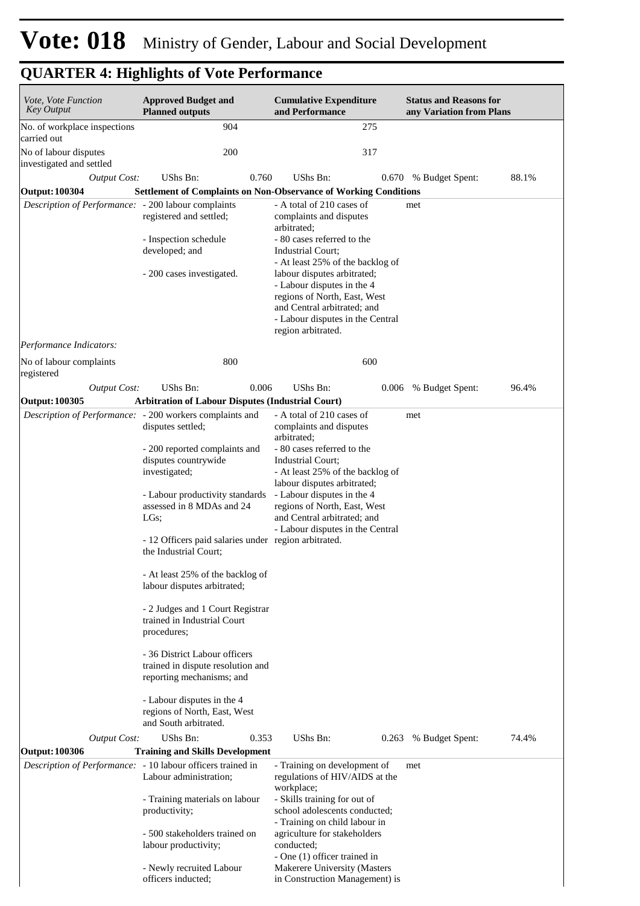# Vote: 018 Ministry of Gender, Labour and Social Development

## QUARTER 4: Highlights of Vote Performance

| *Vote, Vote Function Key Output* | **Approved Budget and Planned outputs** | **Cumulative Expenditure and Performance** | **Status and Reasons for any Variation from Plans** |
|---|---|---|---|
| No. of workplace inspections carried out | 904 | 275 | |
| No of labour disputes investigated and settled | 200 | 317 | |
| *Output Cost:* | UShs Bn: 0.760 | UShs Bn: 0.670 | % Budget Spent: 88.1% |
| **Output: 100304** | **Settlement of Complaints on Non-Observance of Working Conditions** | | |
| *Description of Performance:* | - 200 labour complaints registered and settled;<br><br>- Inspection schedule developed; and<br><br>- 200 cases investigated. | - A total of 210 cases of complaints and disputes arbitrated;<br>- 80 cases referred to the Industrial Court;<br>- At least 25% of the backlog of labour disputes arbitrated;<br>- Labour disputes in the 4 regions of North, East, West and Central arbitrated; and<br>- Labour disputes in the Central region arbitrated. | met |
| *Performance Indicators:* | | | |
| No of labour complaints registered | 800 | 600 | |
| *Output Cost:* | UShs Bn: 0.006 | UShs Bn: 0.006 | % Budget Spent: 96.4% |
| **Output: 100305** | **Arbitration of Labour Disputes (Industrial Court)** | | |
| *Description of Performance:* | - 200 workers complaints and disputes settled;<br><br>- 200 reported complaints and disputes countrywide investigated;<br><br>- Labour productivity standards assessed in 8 MDAs and 24 LGs;<br><br>- 12 Officers paid salaries under the Industrial Court;<br><br>- At least 25% of the backlog of labour disputes arbitrated;<br><br>- 2 Judges and 1 Court Registrar trained in Industrial Court procedures;<br><br>- 36 District Labour officers trained in dispute resolution and reporting mechanisms; and<br><br>- Labour disputes in the 4 regions of North, East, West and South arbitrated. | - A total of 210 cases of complaints and disputes arbitrated;<br>- 80 cases referred to the Industrial Court;<br>- At least 25% of the backlog of labour disputes arbitrated;<br>- Labour disputes in the 4 regions of North, East, West and Central arbitrated; and<br>- Labour disputes in the Central region arbitrated. | met |
| *Output Cost:* | UShs Bn: 0.353 | UShs Bn: 0.263 | % Budget Spent: 74.4% |
| **Output: 100306** | **Training and Skills Development** | | |
| *Description of Performance:* | - 10 labour officers trained in Labour administration;<br><br>- Training materials on labour productivity;<br><br>- 500 stakeholders trained on labour productivity;<br><br>- Newly recruited Labour officers inducted; | - Training on development of regulations of HIV/AIDS at the workplace;<br>- Skills training for out of school adolescents conducted;<br>- Training on child labour in agriculture for stakeholders conducted;<br>- One (1) officer trained in Makerere University (Masters in Construction Management) is | met |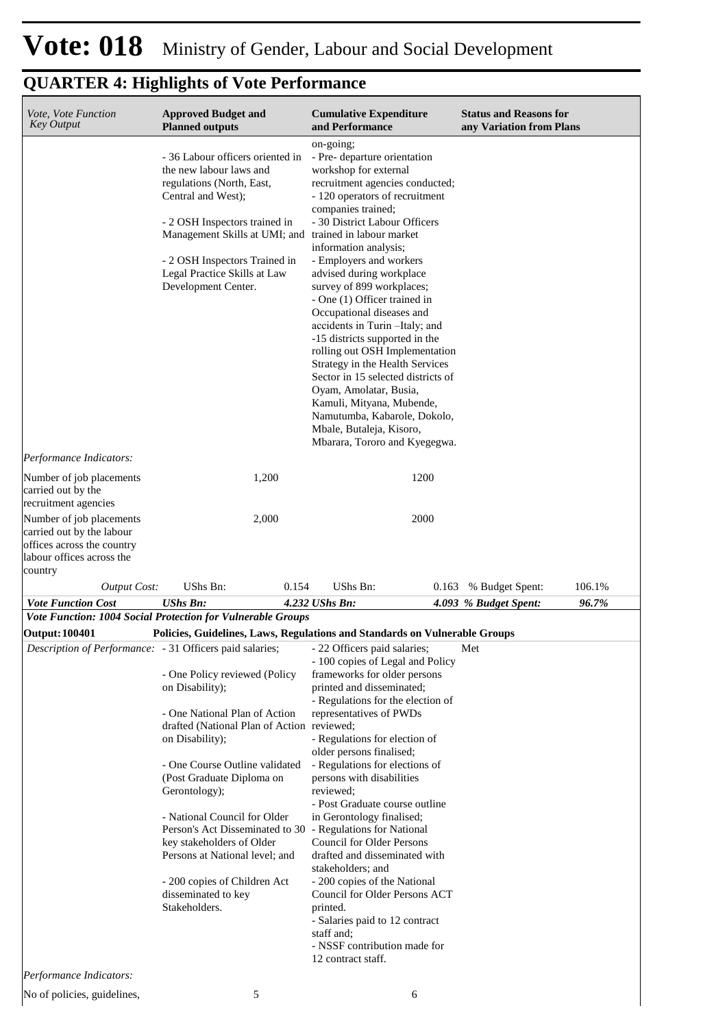# Vote: 018 Ministry of Gender, Labour and Social Development

## QUARTER 4: Highlights of Vote Performance

| *Vote, Vote Function Key Output* | **Approved Budget and Planned outputs** | **Cumulative Expenditure and Performance** | **Status and Reasons for any Variation from Plans** |
|---|---|---|---|
| | - 36 Labour officers oriented in the new labour laws and regulations (North, East, Central and West);<br><br>- 2 OSH Inspectors trained in Management Skills at UMI; and<br><br>- 2 OSH Inspectors Trained in Legal Practice Skills at Law Development Center. | on-going;<br>- Pre- departure orientation workshop for external recruitment agencies conducted;<br>- 120 operators of recruitment companies trained;<br>- 30 District Labour Officers trained in labour market information analysis;<br>- Employers and workers advised during workplace survey of 899 workplaces;<br>- One (1) Officer trained in Occupational diseases and accidents in Turin –Italy; and<br>-15 districts supported in the rolling out OSH Implementation Strategy in the Health Services Sector in 15 selected districts of Oyam, Amolatar, Busia, Kamuli, Mityana, Mubende, Namutumba, Kabarole, Dokolo, Mbale, Butaleja, Kisoro, Mbarara, Tororo and Kyegegwa. | |
| *Performance Indicators:* | | | |
| Number of job placements carried out by the recruitment agencies | 1,200 | 1200 | |
| Number of job placements carried out by the labour offices across the country labour offices across the country | 2,000 | 2000 | |
| *Output Cost:* | UShs Bn: 0.154 | UShs Bn: 0.163 | % Budget Spent: 106.1% |
| ***Vote Function Cost*** | ***UShs Bn: 4.232*** | ***UShs Bn: 4.093*** | ***% Budget Spent: 96.7%*** |
| ***Vote Function: 1004 Social Protection for Vulnerable Groups*** | | | |
| **Output: 100401** | **Policies, Guidelines, Laws, Regulations and Standards on Vulnerable Groups** | | |
| *Description of Performance:* | - 31 Officers paid salaries;<br><br>- One Policy reviewed (Policy on Disability);<br><br>- One National Plan of Action drafted (National Plan of Action on Disability);<br><br>- One Course Outline validated (Post Graduate Diploma on Gerontology);<br><br>- National Council for Older Person's Act Disseminated to 30 key stakeholders of Older Persons at National level; and<br><br>- 200 copies of Children Act disseminated to key Stakeholders. | - 22 Officers paid salaries;<br>- 100 copies of Legal and Policy frameworks for older persons printed and disseminated;<br>- Regulations for the election of representatives of PWDs reviewed;<br>- Regulations for election of older persons finalised;<br>- Regulations for elections of persons with disabilities reviewed;<br>- Post Graduate course outline in Gerontology finalised;<br>- Regulations for National Council for Older Persons drafted and disseminated with stakeholders; and<br>- 200 copies of the National Council for Older Persons ACT printed.<br>- Salaries paid to 12 contract staff and;<br>- NSSF contribution made for 12 contract staff. | Met |
| *Performance Indicators:* | | | |
| No of policies, guidelines, | 5 | 6 | |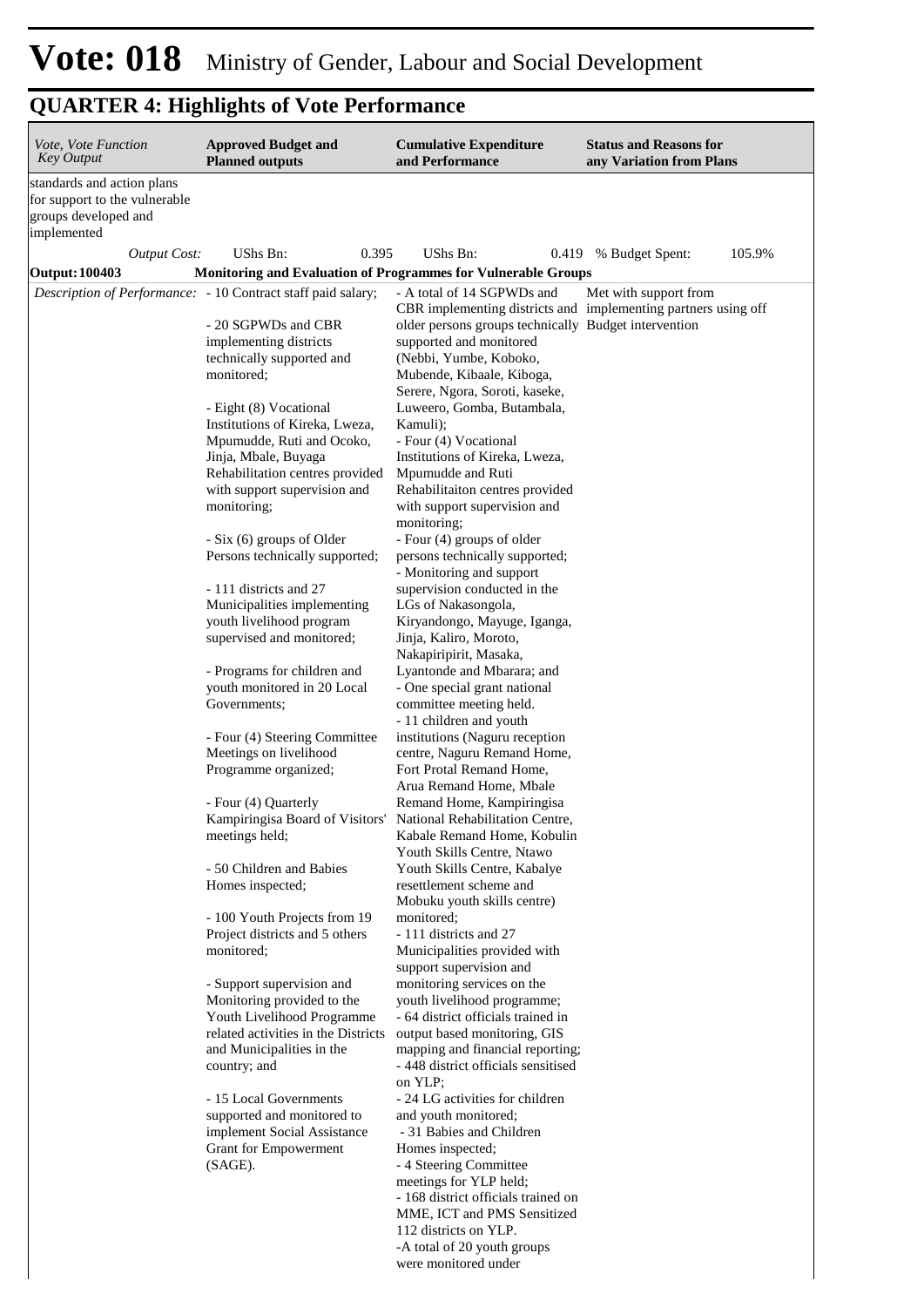# Vote: 018 Ministry of Gender, Labour and Social Development

## QUARTER 4: Highlights of Vote Performance

| *Vote, Vote Function Key Output* | **Approved Budget and Planned outputs** | **Cumulative Expenditure and Performance** | **Status and Reasons for any Variation from Plans** |
|---|---|---|---|
| standards and action plans for support to the vulnerable groups developed and implemented | | | |
| *Output Cost:* | UShs Bn: 0.395 | UShs Bn: 0.419 | % Budget Spent: 105.9% |
| **Output: 100403** | **Monitoring and Evaluation of Programmes for Vulnerable Groups** | | |
| *Description of Performance:* | - 10 Contract staff paid salary;<br><br>- 20 SGPWDs and CBR implementing districts technically supported and monitored;<br><br>- Eight (8) Vocational Institutions of Kireka, Lweza, Mpumudde, Ruti and Ocoko, Jinja, Mbale, Buyaga Rehabilitation centres provided with support supervision and monitoring;<br><br>- Six (6) groups of Older Persons technically supported;<br><br>- 111 districts and 27 Municipalities implementing youth livelihood program supervised and monitored;<br><br>- Programs for children and youth monitored in 20 Local Governments;<br><br>- Four (4) Steering Committee Meetings on livelihood Programme organized;<br><br>- Four (4) Quarterly Kampiringisa Board of Visitors' meetings held;<br><br>- 50 Children and Babies Homes inspected;<br><br>- 100 Youth Projects from 19 Project districts and 5 others monitored;<br><br>- Support supervision and Monitoring provided to the Youth Livelihood Programme related activities in the Districts and Municipalities in the country; and<br><br>- 15 Local Governments supported and monitored to implement Social Assistance Grant for Empowerment (SAGE). | - A total of 14 SGPWDs and CBR implementing districts and older persons groups technically supported and monitored (Nebbi, Yumbe, Koboko, Mubende, Kibaale, Kiboga, Serere, Ngora, Soroti, kaseke, Luweero, Gomba, Butambala, Kamuli);<br>- Four (4) Vocational Institutions of Kireka, Lweza, Mpumudde and Ruti Rehabilitaiton centres provided with support supervision and monitoring;<br>- Four (4) groups of older persons technically supported;<br>- Monitoring and support supervision conducted in the LGs of Nakasongola, Kiryandongo, Mayuge, Iganga, Jinja, Kaliro, Moroto, Nakapiripirit, Masaka, Lyantonde and Mbarara; and<br>- One special grant national committee meeting held.<br>- 11 children and youth institutions (Naguru reception centre, Naguru Remand Home, Fort Protal Remand Home, Arua Remand Home, Mbale Remand Home, Kampiringisa National Rehabilitation Centre, Kabale Remand Home, Kobulin Youth Skills Centre, Ntawo Youth Skills Centre, Kabalye resettlement scheme and Mobuku youth skills centre) monitored;<br>- 111 districts and 27 Municipalities provided with support supervision and monitoring services on the youth livelihood programme;<br>- 64 district officials trained in output based monitoring, GIS mapping and financial reporting;<br>- 448 district officials sensitised on YLP;<br>- 24 LG activities for children and youth monitored;<br>- 31 Babies and Children Homes inspected;<br>- 4 Steering Committee meetings for YLP held;<br>- 168 district officials trained on MME, ICT and PMS Sensitized 112 districts on YLP.<br>-A total of 20 youth groups were monitored under | Met with support from implementing partners using off Budget intervention |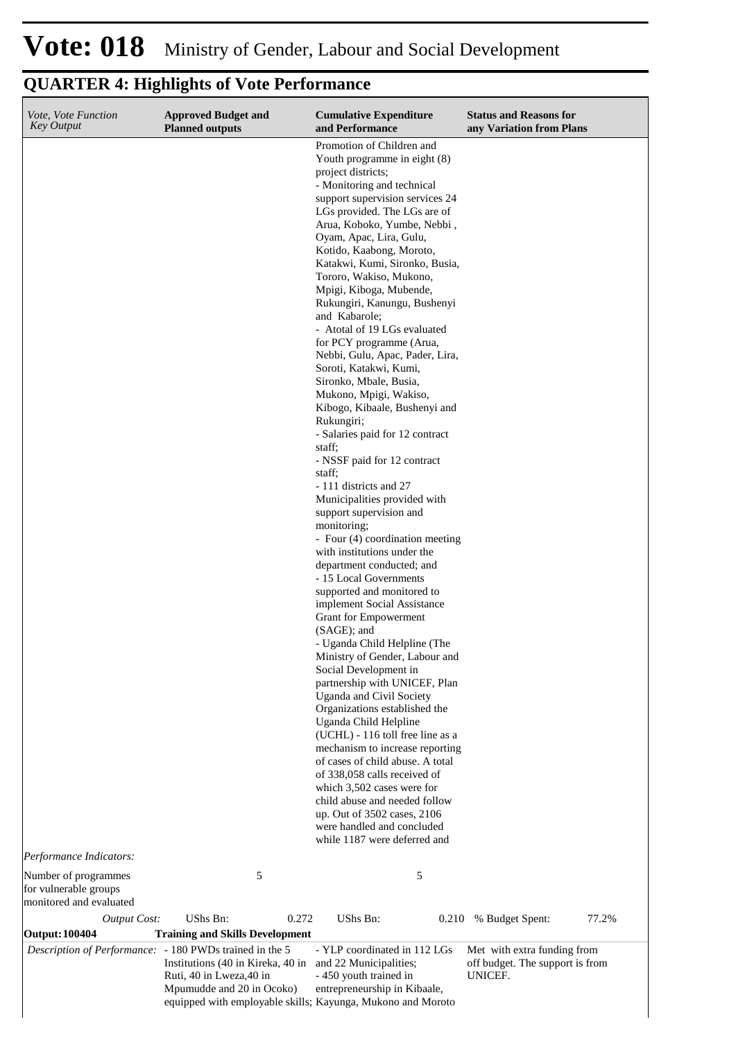# Vote: 018 Ministry of Gender, Labour and Social Development

## QUARTER 4: Highlights of Vote Performance

| *Vote, Vote Function Key Output* | **Approved Budget and Planned outputs** | **Cumulative Expenditure and Performance** | **Status and Reasons for any Variation from Plans** |
|---|---|---|---|
| | | Promotion of Children and Youth programme in eight (8) project districts;<br>- Monitoring and technical support supervision services 24 LGs provided. The LGs are of Arua, Koboko, Yumbe, Nebbi , Oyam, Apac, Lira, Gulu, Kotido, Kaabong, Moroto, Katakwi, Kumi, Sironko, Busia, Tororo, Wakiso, Mukono, Mpigi, Kiboga, Mubende, Rukungiri, Kanungu, Bushenyi and Kabarole;<br>- Atotal of 19 LGs evaluated for PCY programme (Arua, Nebbi, Gulu, Apac, Pader, Lira, Soroti, Katakwi, Kumi, Sironko, Mbale, Busia, Mukono, Mpigi, Wakiso, Kibogo, Kibaale, Bushenyi and Rukungiri;<br>- Salaries paid for 12 contract staff;<br>- NSSF paid for 12 contract staff;<br>- 111 districts and 27 Municipalities provided with support supervision and monitoring;<br>- Four (4) coordination meeting with institutions under the department conducted; and<br>- 15 Local Governments supported and monitored to implement Social Assistance Grant for Empowerment (SAGE); and<br>- Uganda Child Helpline (The Ministry of Gender, Labour and Social Development in partnership with UNICEF, Plan Uganda and Civil Society Organizations established the Uganda Child Helpline (UCHL) - 116 toll free line as a mechanism to increase reporting of cases of child abuse. A total of 338,058 calls received of which 3,502 cases were for child abuse and needed follow up. Out of 3502 cases, 2106 were handled and concluded while 1187 were deferred and | |
| *Performance Indicators:* | | | |
| Number of programmes for vulnerable groups monitored and evaluated | 5 | 5 | |
| *Output Cost:* | UShs Bn: 0.272 | UShs Bn: 0.210 | % Budget Spent: 77.2% |
| **Output: 100404** | **Training and Skills Development** | | |
| *Description of Performance:* | - 180 PWDs trained in the 5 Institutions (40 in Kireka, 40 in Ruti, 40 in Lweza,40 in Mpumudde and 20 in Ocoko) equipped with employable skills; | - YLP coordinated in 112 LGs and 22 Municipalities;<br>- 450 youth trained in entrepreneurship in Kibaale, Kayunga, Mukono and Moroto | Met with extra funding from off budget. The support is from UNICEF. |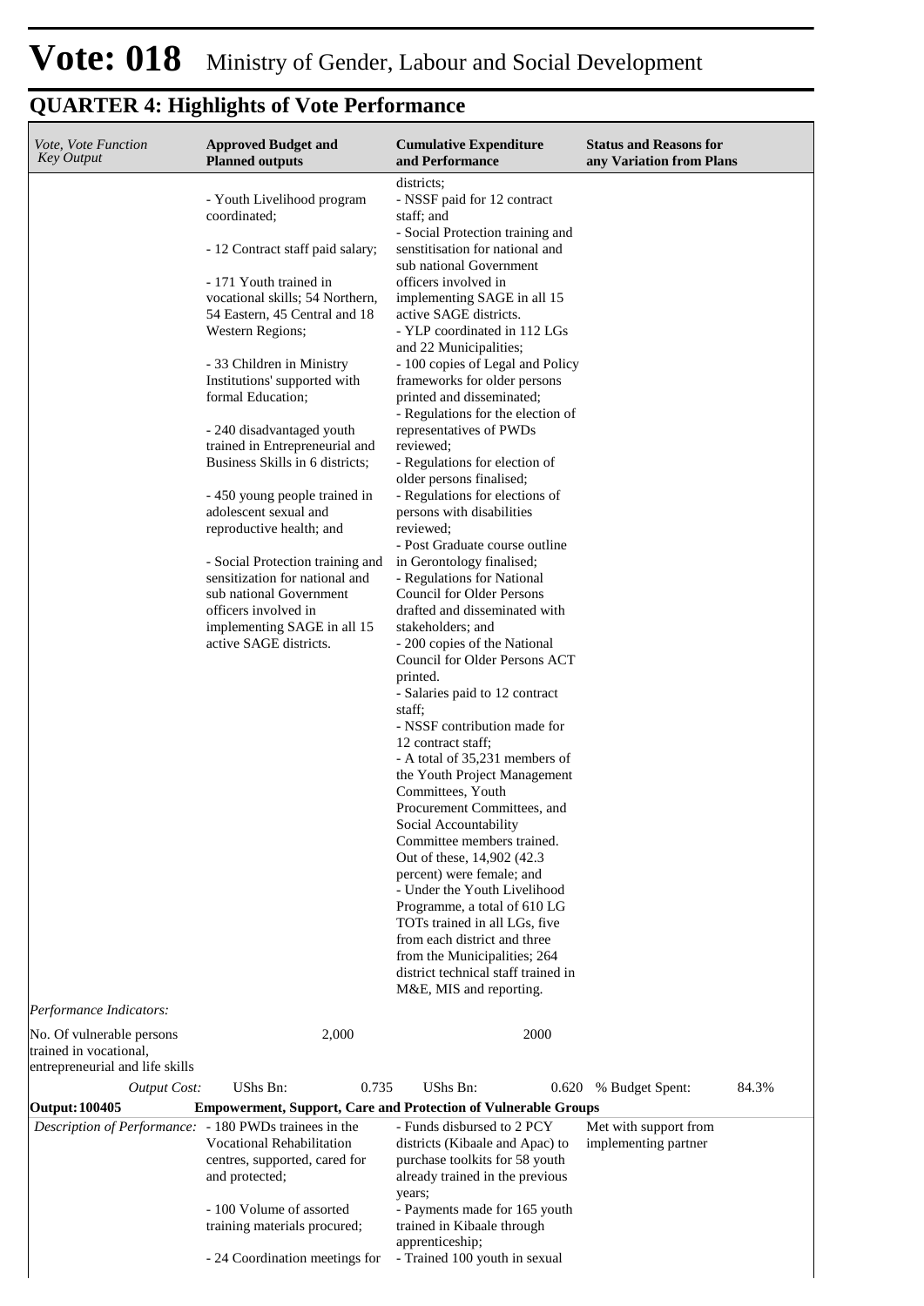# Vote: 018 Ministry of Gender, Labour and Social Development

## QUARTER 4: Highlights of Vote Performance

| *Vote, Vote Function Key Output* | **Approved Budget and Planned outputs** | **Cumulative Expenditure and Performance** | **Status and Reasons for any Variation from Plans** |
|---|---|---|---|
| | - Youth Livelihood program coordinated;<br><br>- 12 Contract staff paid salary;<br><br>- 171 Youth trained in vocational skills; 54 Northern, 54 Eastern, 45 Central and 18 Western Regions;<br><br>- 33 Children in Ministry Institutions' supported with formal Education;<br><br>- 240 disadvantaged youth trained in Entrepreneurial and Business Skills in 6 districts;<br><br>- 450 young people trained in adolescent sexual and reproductive health; and<br><br>- Social Protection training and sensitization for national and sub national Government officers involved in implementing SAGE in all 15 active SAGE districts. | districts;<br>- NSSF paid for 12 contract staff; and<br>- Social Protection training and senstitisation for national and sub national Government officers involved in implementing SAGE in all 15 active SAGE districts.<br>- YLP coordinated in 112 LGs and 22 Municipalities;<br>- 100 copies of Legal and Policy frameworks for older persons printed and disseminated;<br>- Regulations for the election of representatives of PWDs reviewed;<br>- Regulations for election of older persons finalised;<br>- Regulations for elections of persons with disabilities reviewed;<br>- Post Graduate course outline in Gerontology finalised;<br>- Regulations for National Council for Older Persons drafted and disseminated with stakeholders; and<br>- 200 copies of the National Council for Older Persons ACT printed.<br>- Salaries paid to 12 contract staff;<br>- NSSF contribution made for 12 contract staff;<br>- A total of 35,231 members of the Youth Project Management Committees, Youth Procurement Committees, and Social Accountability Committee members trained. Out of these, 14,902 (42.3 percent) were female; and<br>- Under the Youth Livelihood Programme, a total of 610 LG TOTs trained in all LGs, five from each district and three from the Municipalities; 264 district technical staff trained in M&E, MIS and reporting. | |
| *Performance Indicators:* | | | |
| No. Of vulnerable persons trained in vocational, entrepreneurial and life skills | 2,000 | 2000 | |
| *Output Cost:* | UShs Bn: 0.735 | UShs Bn: 0.620 | % Budget Spent: 84.3% |
| **Output: 100405** | **Empowerment, Support, Care and Protection of Vulnerable Groups** | | |
| *Description of Performance:* | - 180 PWDs trainees in the Vocational Rehabilitation centres, supported, cared for and protected;<br><br>- 100 Volume of assorted training materials procured;<br><br>- 24 Coordination meetings for | - Funds disbursed to 2 PCY districts (Kibaale and Apac) to purchase toolkits for 58 youth already trained in the previous years;<br>- Payments made for 165 youth trained in Kibaale through apprenticeship;<br>- Trained 100 youth in sexual | Met with support from implementing partner |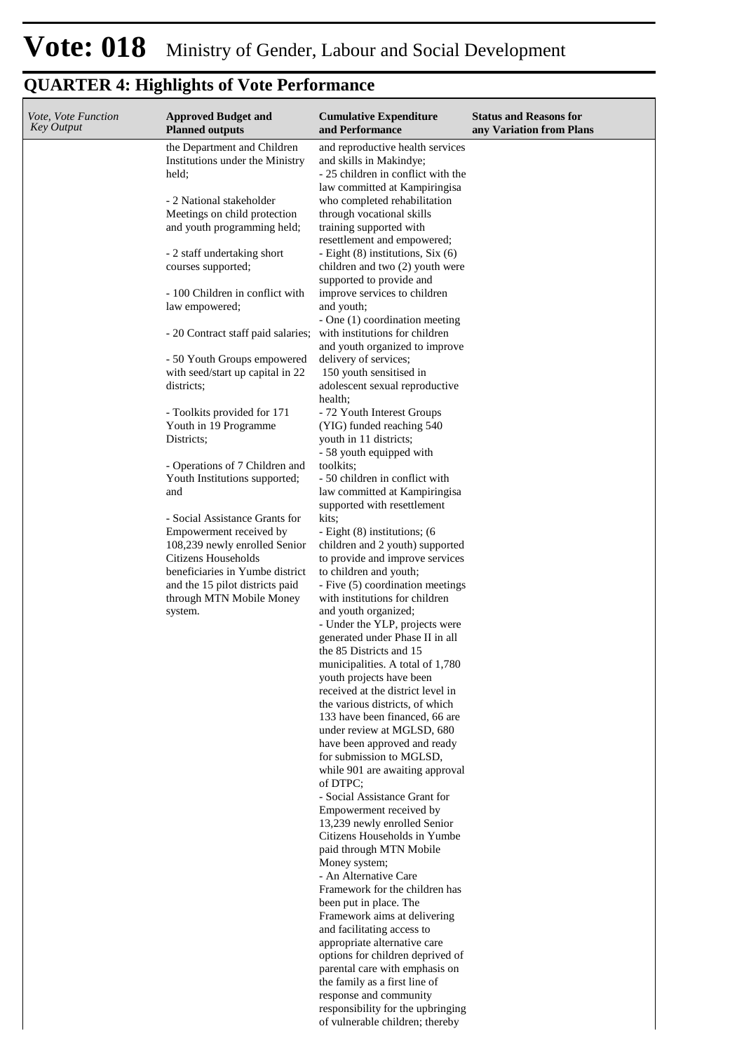# Vote: 018 Ministry of Gender, Labour and Social Development

## QUARTER 4: Highlights of Vote Performance

| *Vote, Vote Function Key Output* | **Approved Budget and Planned outputs** | **Cumulative Expenditure and Performance** | **Status and Reasons for any Variation from Plans** |
|---|---|---|---|
| | the Department and Children Institutions under the Ministry held;<br><br>- 2 National stakeholder Meetings on child protection and youth programming held;<br><br>- 2 staff undertaking short courses supported;<br><br>- 100 Children in conflict with law empowered;<br><br>- 20 Contract staff paid salaries;<br><br>- 50 Youth Groups empowered with seed/start up capital in 22 districts;<br><br>- Toolkits provided for 171 Youth in 19 Programme Districts;<br><br>- Operations of 7 Children and Youth Institutions supported; and<br><br>- Social Assistance Grants for Empowerment received by 108,239 newly enrolled Senior Citizens Households beneficiaries in Yumbe district and the 15 pilot districts paid through MTN Mobile Money system. | and reproductive health services and skills in Makindye;<br>- 25 children in conflict with the law committed at Kampiringisa who completed rehabilitation through vocational skills training supported with resettlement and empowered;<br>- Eight (8) institutions, Six (6) children and two (2) youth were supported to provide and improve services to children and youth;<br>- One (1) coordination meeting with institutions for children and youth organized to improve delivery of services;<br>150 youth sensitised in adolescent sexual reproductive health;<br>- 72 Youth Interest Groups (YIG) funded reaching 540 youth in 11 districts;<br>- 58 youth equipped with toolkits;<br>- 50 children in conflict with law committed at Kampiringisa supported with resettlement kits;<br>- Eight (8) institutions; (6 children and 2 youth) supported to provide and improve services to children and youth;<br>- Five (5) coordination meetings with institutions for children and youth organized;<br>- Under the YLP, projects were generated under Phase II in all the 85 Districts and 15 municipalities. A total of 1,780 youth projects have been received at the district level in the various districts, of which 133 have been financed, 66 are under review at MGLSD, 680 have been approved and ready for submission to MGLSD, while 901 are awaiting approval of DTPC;<br>- Social Assistance Grant for Empowerment received by 13,239 newly enrolled Senior Citizens Households in Yumbe paid through MTN Mobile Money system;<br>- An Alternative Care Framework for the children has been put in place. The Framework aims at delivering and facilitating access to appropriate alternative care options for children deprived of parental care with emphasis on the family as a first line of response and community responsibility for the upbringing of vulnerable children; thereby | |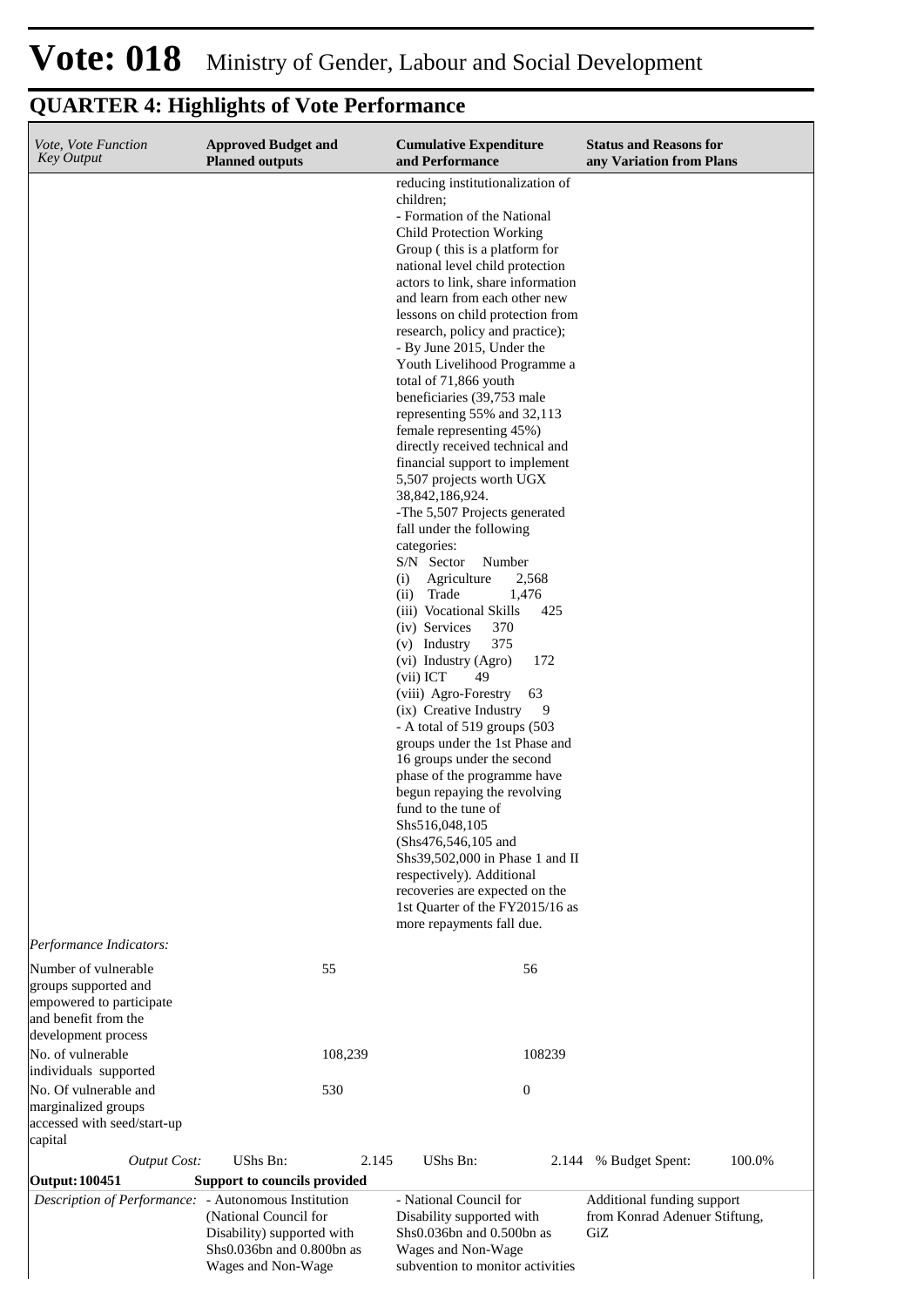# Vote: 018 Ministry of Gender, Labour and Social Development

## QUARTER 4: Highlights of Vote Performance

| *Vote, Vote Function Key Output* | **Approved Budget and Planned outputs** | **Cumulative Expenditure and Performance** | **Status and Reasons for any Variation from Plans** |
|---|---|---|---|
| | | reducing institutionalization of children;<br>- Formation of the National Child Protection Working Group ( this is a platform for national level child protection actors to link, share information and learn from each other new lessons on child protection from research, policy and practice);<br>- By June 2015, Under the Youth Livelihood Programme a total of 71,866 youth beneficiaries (39,753 male representing 55% and 32,113 female representing 45%) directly received technical and financial support to implement 5,507 projects worth UGX 38,842,186,924.<br>-The 5,507 Projects generated fall under the following categories:<br>S/N Sector Number<br>(i) Agriculture 2,568<br>(ii) Trade 1,476<br>(iii) Vocational Skills 425<br>(iv) Services 370<br>(v) Industry 375<br>(vi) Industry (Agro) 172<br>(vii) ICT 49<br>(viii) Agro-Forestry 63<br>(ix) Creative Industry 9<br>- A total of 519 groups (503 groups under the 1st Phase and 16 groups under the second phase of the programme have begun repaying the revolving fund to the tune of Shs516,048,105 (Shs476,546,105 and Shs39,502,000 in Phase 1 and II respectively). Additional recoveries are expected on the 1st Quarter of the FY2015/16 as more repayments fall due. | |
| *Performance Indicators:* | | | |
| Number of vulnerable groups supported and empowered to participate and benefit from the development process | 55 | 56 | |
| No. of vulnerable individuals supported | 108,239 | 108239 | |
| No. Of vulnerable and marginalized groups accessed with seed/start-up capital | 530 | 0 | |
| *Output Cost:* | UShs Bn: 2.145 | UShs Bn: 2.144 | % Budget Spent: 100.0% |
| **Output: 100451** | **Support to councils provided** | | |
| *Description of Performance:* | - Autonomous Institution (National Council for Disability) supported with Shs0.036bn and 0.800bn as Wages and Non-Wage | - National Council for Disability supported with Shs0.036bn and 0.500bn as Wages and Non-Wage subvention to monitor activities | Additional funding support from Konrad Adenuer Stiftung, GiZ |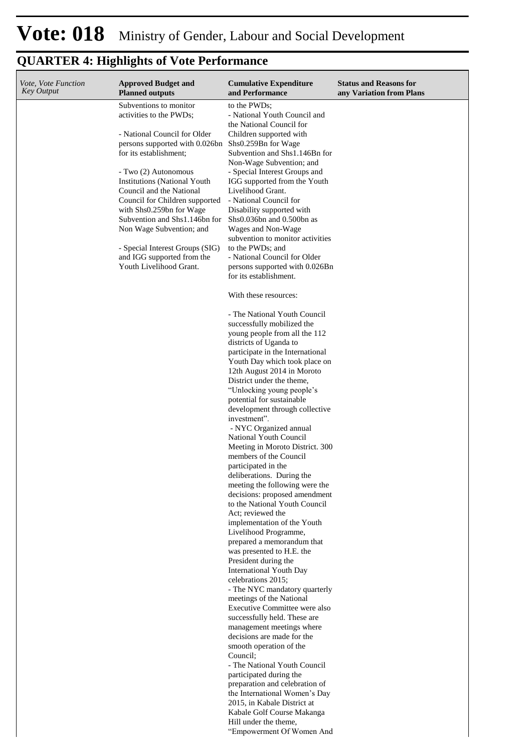# Vote: 018 Ministry of Gender, Labour and Social Development

## QUARTER 4: Highlights of Vote Performance

| *Vote, Vote Function Key Output* | **Approved Budget and Planned outputs** | **Cumulative Expenditure and Performance** | **Status and Reasons for any Variation from Plans** |
|---|---|---|---|
| | Subventions to monitor activities to the PWDs;<br><br>- National Council for Older persons supported with 0.026bn for its establishment;<br><br>- Two (2) Autonomous Institutions (National Youth Council and the National Council for Children supported with Shs0.259bn for Wage Subvention and Shs1.146bn for Non Wage Subvention; and<br><br>- Special Interest Groups (SIG) and IGG supported from the Youth Livelihood Grant. | to the PWDs;<br>- National Youth Council and the National Council for Children supported with Shs0.259Bn for Wage Subvention and Shs1.146Bn for Non-Wage Subvention; and<br>- Special Interest Groups and IGG supported from the Youth Livelihood Grant.<br>- National Council for Disability supported with Shs0.036bn and 0.500bn as Wages and Non-Wage subvention to monitor activities to the PWDs; and<br>- National Council for Older persons supported with 0.026Bn for its establishment.<br><br>With these resources:<br><br>- The National Youth Council successfully mobilized the young people from all the 112 districts of Uganda to participate in the International Youth Day which took place on 12th August 2014 in Moroto District under the theme, "Unlocking young people's potential for sustainable development through collective investment".<br>- NYC Organized annual National Youth Council Meeting in Moroto District. 300 members of the Council participated in the deliberations. During the meeting the following were the decisions: proposed amendment to the National Youth Council Act; reviewed the implementation of the Youth Livelihood Programme, prepared a memorandum that was presented to H.E. the President during the International Youth Day celebrations 2015;<br>- The NYC mandatory quarterly meetings of the National Executive Committee were also successfully held. These are management meetings where decisions are made for the smooth operation of the Council;<br>- The National Youth Council participated during the preparation and celebration of the International Women's Day 2015, in Kabale District at Kabale Golf Course Makanga Hill under the theme, "Empowerment Of Women And | |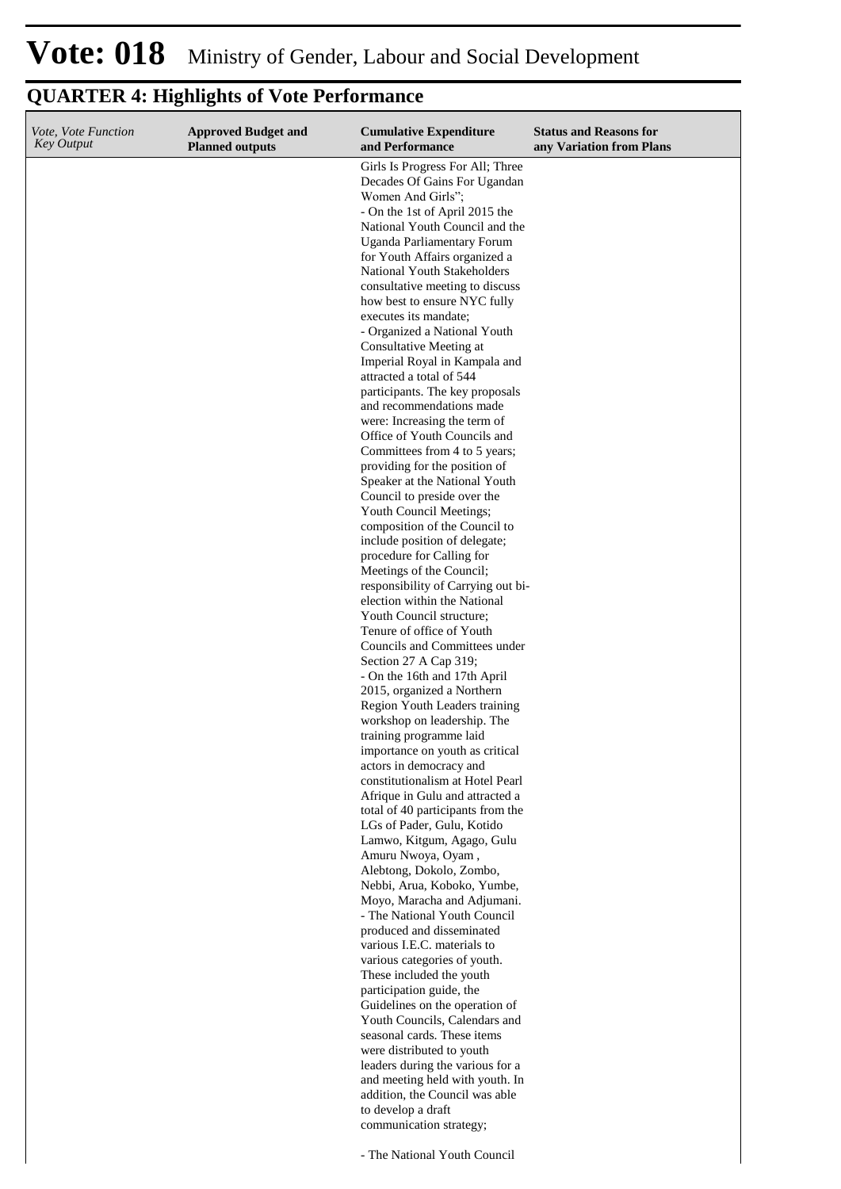# Vote: 018 Ministry of Gender, Labour and Social Development

## QUARTER 4: Highlights of Vote Performance

| *Vote, Vote Function Key Output* | **Approved Budget and Planned outputs** | **Cumulative Expenditure and Performance** | **Status and Reasons for any Variation from Plans** |
|---|---|---|---|
| | | Girls Is Progress For All; Three Decades Of Gains For Ugandan Women And Girls";<br>- On the 1st of April 2015 the National Youth Council and the Uganda Parliamentary Forum for Youth Affairs organized a National Youth Stakeholders consultative meeting to discuss how best to ensure NYC fully executes its mandate;<br>- Organized a National Youth Consultative Meeting at Imperial Royal in Kampala and attracted a total of 544 participants. The key proposals and recommendations made were: Increasing the term of Office of Youth Councils and Committees from 4 to 5 years; providing for the position of Speaker at the National Youth Council to preside over the Youth Council Meetings; composition of the Council to include position of delegate; procedure for Calling for Meetings of the Council; responsibility of Carrying out bi-election within the National Youth Council structure; Tenure of office of Youth Councils and Committees under Section 27 A Cap 319;<br>- On the 16th and 17th April 2015, organized a Northern Region Youth Leaders training workshop on leadership. The training programme laid importance on youth as critical actors in democracy and constitutionalism at Hotel Pearl Afrique in Gulu and attracted a total of 40 participants from the LGs of Pader, Gulu, Kotido Lamwo, Kitgum, Agago, Gulu Amuru Nwoya, Oyam , Alebtong, Dokolo, Zombo, Nebbi, Arua, Koboko, Yumbe, Moyo, Maracha and Adjumani.<br>- The National Youth Council produced and disseminated various I.E.C. materials to various categories of youth. These included the youth participation guide, the Guidelines on the operation of Youth Councils, Calendars and seasonal cards. These items were distributed to youth leaders during the various for a and meeting held with youth. In addition, the Council was able to develop a draft communication strategy;<br><br>- The National Youth Council | |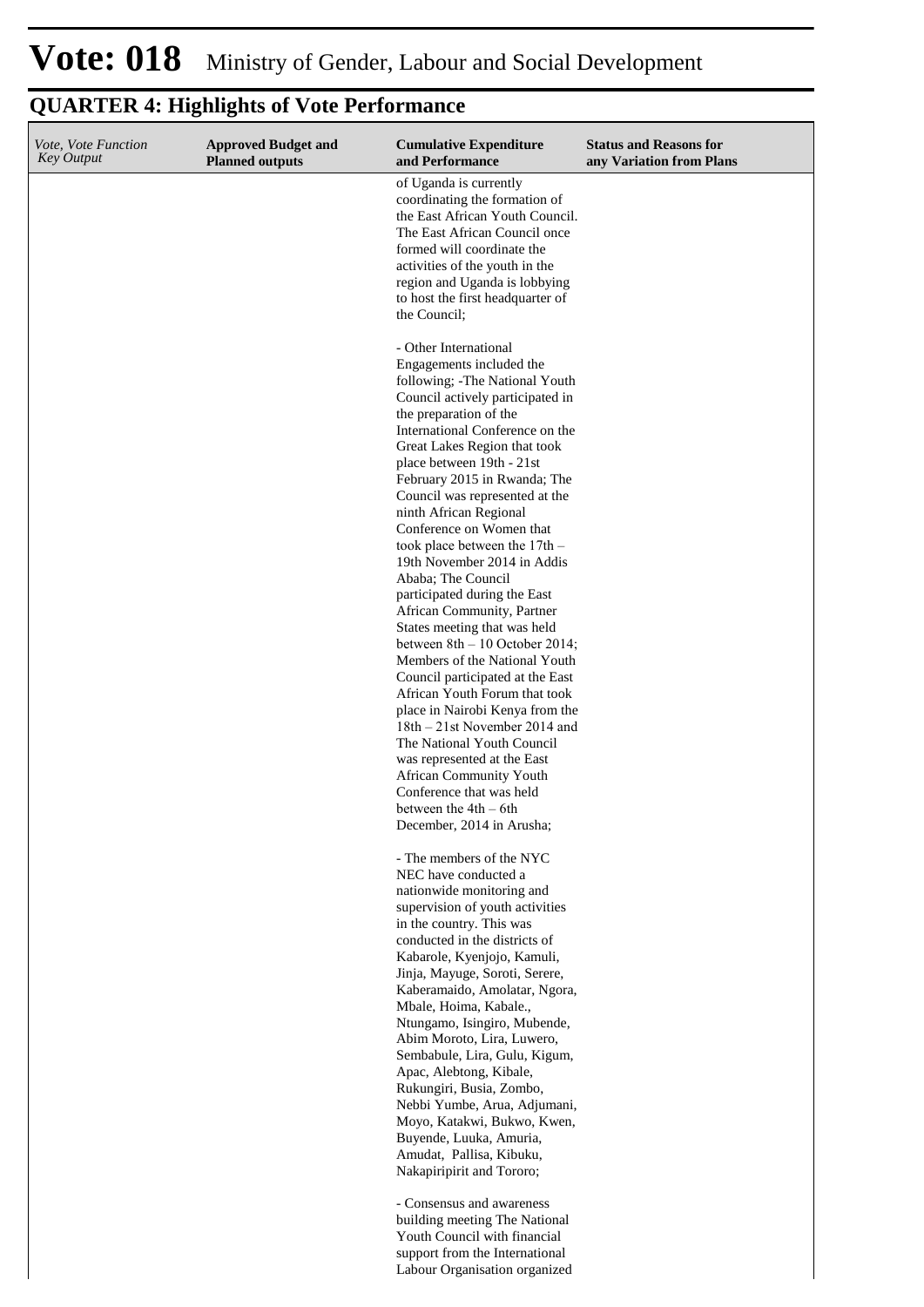# Vote: 018 Ministry of Gender, Labour and Social Development

## QUARTER 4: Highlights of Vote Performance

| *Vote, Vote Function Key Output* | **Approved Budget and Planned outputs** | **Cumulative Expenditure and Performance** | **Status and Reasons for any Variation from Plans** |
|---|---|---|---|
| | | of Uganda is currently coordinating the formation of the East African Youth Council. The East African Council once formed will coordinate the activities of the youth in the region and Uganda is lobbying to host the first headquarter of the Council;<br><br>- Other International Engagements included the following; -The National Youth Council actively participated in the preparation of the International Conference on the Great Lakes Region that took place between 19th - 21st February 2015 in Rwanda; The Council was represented at the ninth African Regional Conference on Women that took place between the 17th – 19th November 2014 in Addis Ababa; The Council participated during the East African Community, Partner States meeting that was held between 8th – 10 October 2014; Members of the National Youth Council participated at the East African Youth Forum that took place in Nairobi Kenya from the 18th – 21st November 2014 and The National Youth Council was represented at the East African Community Youth Conference that was held between the 4th – 6th December, 2014 in Arusha;<br><br>- The members of the NYC NEC have conducted a nationwide monitoring and supervision of youth activities in the country. This was conducted in the districts of Kabarole, Kyenjojo, Kamuli, Jinja, Mayuge, Soroti, Serere, Kaberamaido, Amolatar, Ngora, Mbale, Hoima, Kabale., Ntungamo, Isingiro, Mubende, Abim Moroto, Lira, Luwero, Sembabule, Lira, Gulu, Kigum, Apac, Alebtong, Kibale, Rukungiri, Busia, Zombo, Nebbi Yumbe, Arua, Adjumani, Moyo, Katakwi, Bukwo, Kwen, Buyende, Luuka, Amuria, Amudat, Pallisa, Kibuku, Nakapiripirit and Tororo;<br><br>- Consensus and awareness building meeting The National Youth Council with financial support from the International Labour Organisation organized | |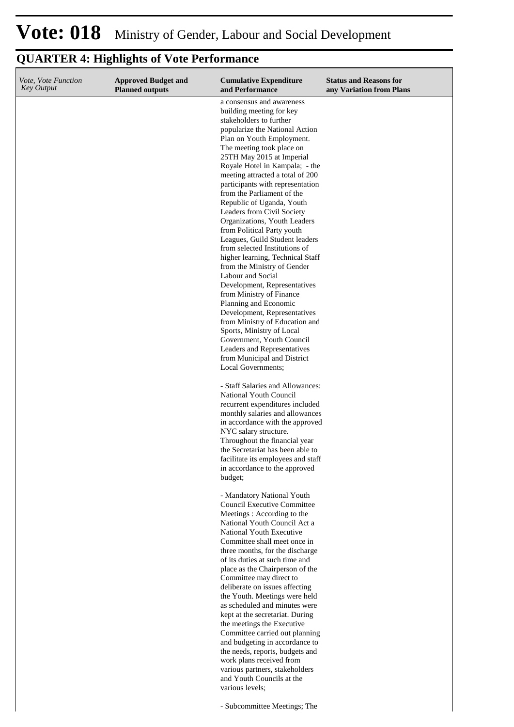# Vote: 018 Ministry of Gender, Labour and Social Development

## QUARTER 4: Highlights of Vote Performance

| *Vote, Vote Function Key Output* | **Approved Budget and Planned outputs** | **Cumulative Expenditure and Performance** | **Status and Reasons for any Variation from Plans** |
|---|---|---|---|
| | | a consensus and awareness building meeting for key stakeholders to further popularize the National Action Plan on Youth Employment. The meeting took place on 25TH May 2015 at Imperial Royale Hotel in Kampala; - the meeting attracted a total of 200 participants with representation from the Parliament of the Republic of Uganda, Youth Leaders from Civil Society Organizations, Youth Leaders from Political Party youth Leagues, Guild Student leaders from selected Institutions of higher learning, Technical Staff from the Ministry of Gender Labour and Social Development, Representatives from Ministry of Finance Planning and Economic Development, Representatives from Ministry of Education and Sports, Ministry of Local Government, Youth Council Leaders and Representatives from Municipal and District Local Governments;<br><br>- Staff Salaries and Allowances: National Youth Council recurrent expenditures included monthly salaries and allowances in accordance with the approved NYC salary structure. Throughout the financial year the Secretariat has been able to facilitate its employees and staff in accordance to the approved budget;<br><br>- Mandatory National Youth Council Executive Committee Meetings : According to the National Youth Council Act a National Youth Executive Committee shall meet once in three months, for the discharge of its duties at such time and place as the Chairperson of the Committee may direct to deliberate on issues affecting the Youth. Meetings were held as scheduled and minutes were kept at the secretariat. During the meetings the Executive Committee carried out planning and budgeting in accordance to the needs, reports, budgets and work plans received from various partners, stakeholders and Youth Councils at the various levels;<br><br>- Subcommittee Meetings; The | |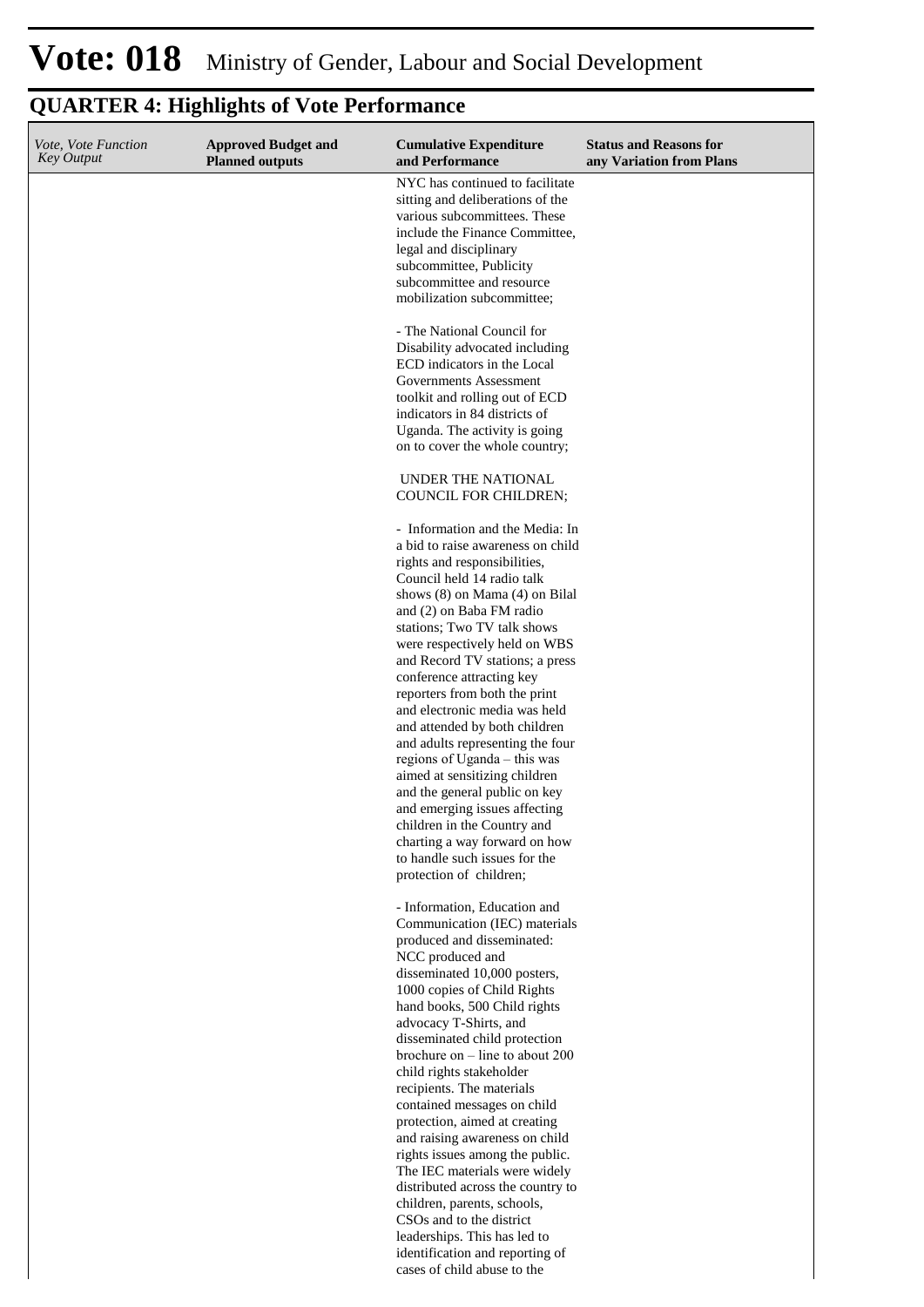# Vote: 018 Ministry of Gender, Labour and Social Development

## QUARTER 4: Highlights of Vote Performance

| *Vote, Vote Function Key Output* | **Approved Budget and Planned outputs** | **Cumulative Expenditure and Performance** | **Status and Reasons for any Variation from Plans** |
|---|---|---|---|
| | | NYC has continued to facilitate sitting and deliberations of the various subcommittees. These include the Finance Committee, legal and disciplinary subcommittee, Publicity subcommittee and resource mobilization subcommittee;<br><br>- The National Council for Disability advocated including ECD indicators in the Local Governments Assessment toolkit and rolling out of ECD indicators in 84 districts of Uganda. The activity is going on to cover the whole country;<br><br>UNDER THE NATIONAL COUNCIL FOR CHILDREN;<br><br>- Information and the Media: In a bid to raise awareness on child rights and responsibilities, Council held 14 radio talk shows (8) on Mama (4) on Bilal and (2) on Baba FM radio stations; Two TV talk shows were respectively held on WBS and Record TV stations; a press conference attracting key reporters from both the print and electronic media was held and attended by both children and adults representing the four regions of Uganda – this was aimed at sensitizing children and the general public on key and emerging issues affecting children in the Country and charting a way forward on how to handle such issues for the protection of children;<br><br>- Information, Education and Communication (IEC) materials produced and disseminated: NCC produced and disseminated 10,000 posters, 1000 copies of Child Rights hand books, 500 Child rights advocacy T-Shirts, and disseminated child protection brochure on – line to about 200 child rights stakeholder recipients. The materials contained messages on child protection, aimed at creating and raising awareness on child rights issues among the public. The IEC materials were widely distributed across the country to children, parents, schools, CSOs and to the district leaderships. This has led to identification and reporting of cases of child abuse to the | |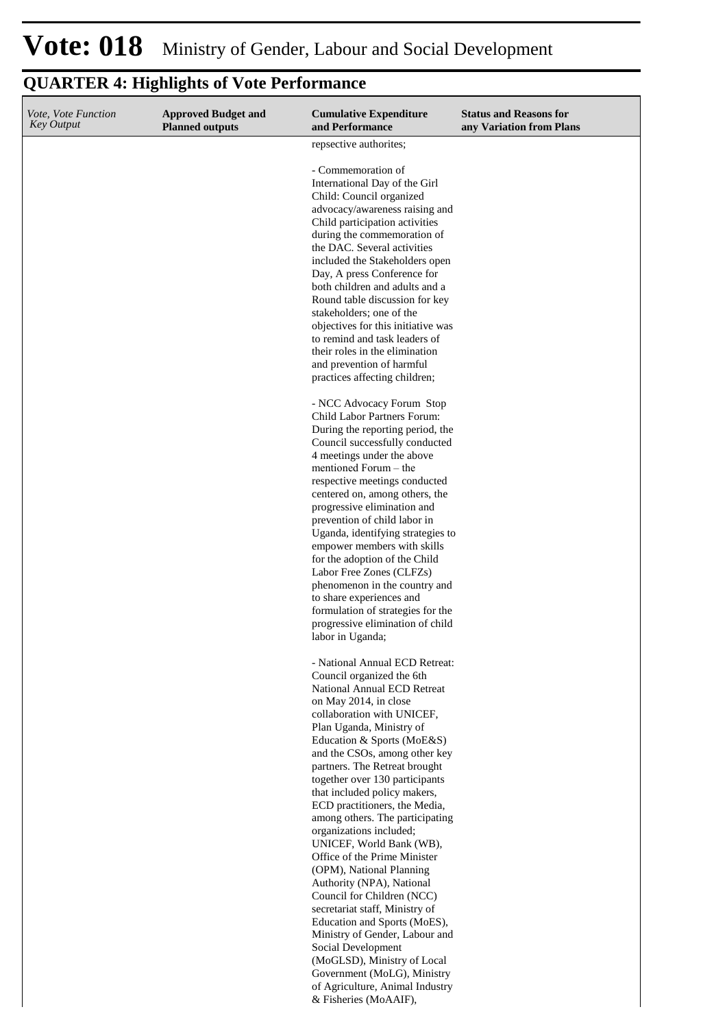# Vote: 018 Ministry of Gender, Labour and Social Development

## QUARTER 4: Highlights of Vote Performance

| *Vote, Vote Function Key Output* | **Approved Budget and Planned outputs** | **Cumulative Expenditure and Performance** | **Status and Reasons for any Variation from Plans** |
|---|---|---|---|
| | | repsective authorites;<br><br>- Commemoration of International Day of the Girl Child: Council organized advocacy/awareness raising and Child participation activities during the commemoration of the DAC. Several activities included the Stakeholders open Day, A press Conference for both children and adults and a Round table discussion for key stakeholders; one of the objectives for this initiative was to remind and task leaders of their roles in the elimination and prevention of harmful practices affecting children;<br><br>- NCC Advocacy Forum Stop Child Labor Partners Forum: During the reporting period, the Council successfully conducted 4 meetings under the above mentioned Forum – the respective meetings conducted centered on, among others, the progressive elimination and prevention of child labor in Uganda, identifying strategies to empower members with skills for the adoption of the Child Labor Free Zones (CLFZs) phenomenon in the country and to share experiences and formulation of strategies for the progressive elimination of child labor in Uganda;<br><br>- National Annual ECD Retreat: Council organized the 6th National Annual ECD Retreat on May 2014, in close collaboration with UNICEF, Plan Uganda, Ministry of Education & Sports (MoE&S) and the CSOs, among other key partners. The Retreat brought together over 130 participants that included policy makers, ECD practitioners, the Media, among others. The participating organizations included; UNICEF, World Bank (WB), Office of the Prime Minister (OPM), National Planning Authority (NPA), National Council for Children (NCC) secretariat staff, Ministry of Education and Sports (MoES), Ministry of Gender, Labour and Social Development (MoGLSD), Ministry of Local Government (MoLG), Ministry of Agriculture, Animal Industry & Fisheries (MoAAIF), | |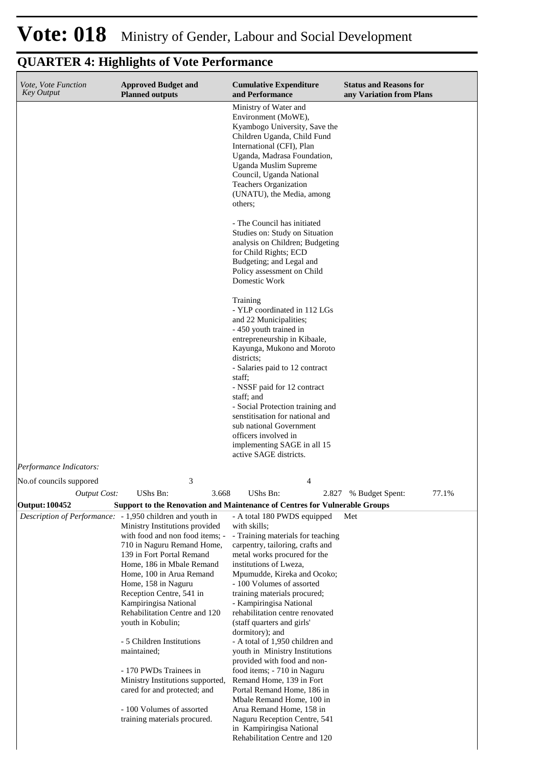# Vote: 018 Ministry of Gender, Labour and Social Development

## QUARTER 4: Highlights of Vote Performance

| *Vote, Vote Function Key Output* | **Approved Budget and Planned outputs** | **Cumulative Expenditure and Performance** | **Status and Reasons for any Variation from Plans** |
|---|---|---|---|
| | | Ministry of Water and Environment (MoWE), Kyambogo University, Save the Children Uganda, Child Fund International (CFI), Plan Uganda, Madrasa Foundation, Uganda Muslim Supreme Council, Uganda National Teachers Organization (UNATU), the Media, among others;<br><br>- The Council has initiated Studies on: Study on Situation analysis on Children; Budgeting for Child Rights; ECD Budgeting; and Legal and Policy assessment on Child Domestic Work<br><br>Training<br>- YLP coordinated in 112 LGs and 22 Municipalities;<br>- 450 youth trained in entrepreneurship in Kibaale, Kayunga, Mukono and Moroto districts;<br>- Salaries paid to 12 contract staff;<br>- NSSF paid for 12 contract staff; and<br>- Social Protection training and senstitisation for national and sub national Government officers involved in implementing SAGE in all 15 active SAGE districts. | |
| *Performance Indicators:* | | | |
| No.of councils suppored | 3 | 4 | |
| *Output Cost:* | UShs Bn: 3.668 | UShs Bn: 2.827 | % Budget Spent: 77.1% |
| **Output: 100452** | **Support to the Renovation and Maintenance of Centres for Vulnerable Groups** | | |
| *Description of Performance:* | - 1,950 children and youth in Ministry Institutions provided with food and non food items; - 710 in Naguru Remand Home, 139 in Fort Portal Remand Home, 186 in Mbale Remand Home, 100 in Arua Remand Home, 158 in Naguru Reception Centre, 541 in Kampiringisa National Rehabilitation Centre and 120 youth in Kobulin;<br><br>- 5 Children Institutions maintained;<br><br>- 170 PWDs Trainees in Ministry Institutions supported, cared for and protected; and<br><br>- 100 Volumes of assorted training materials procured. | - A total 180 PWDS equipped with skills;<br>- Training materials for teaching carpentry, tailoring, crafts and metal works procured for the institutions of Lweza, Mpumudde, Kireka and Ocoko;<br>- 100 Volumes of assorted training materials procured;<br>- Kampiringisa National rehabilitation centre renovated (staff quarters and girls' dormitory); and<br>- A total of 1,950 children and youth in Ministry Institutions provided with food and non-food items; - 710 in Naguru Remand Home, 139 in Fort Portal Remand Home, 186 in Mbale Remand Home, 100 in Arua Remand Home, 158 in Naguru Reception Centre, 541 in Kampiringisa National Rehabilitation Centre and 120 | Met |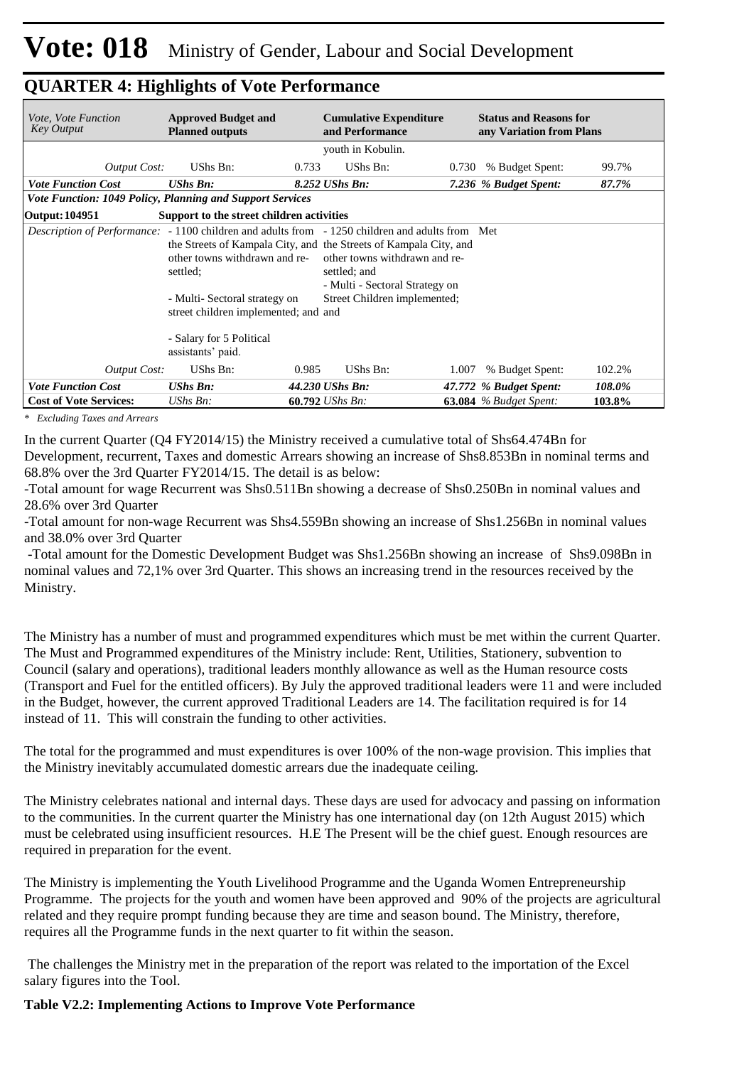# Vote: 018 Ministry of Gender, Labour and Social Development

## QUARTER 4: Highlights of Vote Performance

| *Vote, Vote Function Key Output* | **Approved Budget and Planned outputs** | | **Cumulative Expenditure and Performance** | | **Status and Reasons for any Variation from Plans** | |
|---|---|---|---|---|---|---|
| | | | youth in Kobulin. | | | |
| *Output Cost:* | UShs Bn: | 0.733 | UShs Bn: | 0.730 | % Budget Spent: | 99.7% |
| ***Vote Function Cost*** | ***UShs Bn:*** | ***8.252*** | ***UShs Bn:*** | ***7.236*** | ***% Budget Spent:*** | ***87.7%*** |
| ***Vote Function: 1049 Policy, Planning and Support Services*** | | | | | | |
| **Output: 104951** | **Support to the street children activities** | | | | | |
| *Description of Performance:* | - 1100 children and adults from the Streets of Kampala City, and other towns withdrawn and re-settled;<br><br>- Multi- Sectoral strategy on street children implemented; and<br><br>- Salary for 5 Political assistants' paid. | | - 1250 children and adults from the Streets of Kampala City, and other towns withdrawn and re-settled; and<br>- Multi - Sectoral Strategy on Street Children implemented; and | | Met | |
| *Output Cost:* | UShs Bn: | 0.985 | UShs Bn: | 1.007 | % Budget Spent: | 102.2% |
| ***Vote Function Cost*** | ***UShs Bn:*** | ***44.230*** | ***UShs Bn:*** | ***47.772*** | ***% Budget Spent:*** | ***108.0%*** |
| **Cost of Vote Services:** | *UShs Bn:* | **60.792** | *UShs Bn:* | **63.084** | *% Budget Spent:* | **103.8%** |

*\* Excluding Taxes and Arrears*

In the current Quarter (Q4 FY2014/15) the Ministry received a cumulative total of Shs64.474Bn for Development, recurrent, Taxes and domestic Arrears showing an increase of Shs8.853Bn in nominal terms and 68.8% over the 3rd Quarter FY2014/15. The detail is as below:

-Total amount for wage Recurrent was Shs0.511Bn showing a decrease of Shs0.250Bn in nominal values and 28.6% over 3rd Quarter

-Total amount for non-wage Recurrent was Shs4.559Bn showing an increase of Shs1.256Bn in nominal values and 38.0% over 3rd Quarter

-Total amount for the Domestic Development Budget was Shs1.256Bn showing an increase of Shs9.098Bn in nominal values and 72,1% over 3rd Quarter. This shows an increasing trend in the resources received by the Ministry.

The Ministry has a number of must and programmed expenditures which must be met within the current Quarter. The Must and Programmed expenditures of the Ministry include: Rent, Utilities, Stationery, subvention to Council (salary and operations), traditional leaders monthly allowance as well as the Human resource costs (Transport and Fuel for the entitled officers). By July the approved traditional leaders were 11 and were included in the Budget, however, the current approved Traditional Leaders are 14. The facilitation required is for 14 instead of 11. This will constrain the funding to other activities.

The total for the programmed and must expenditures is over 100% of the non-wage provision. This implies that the Ministry inevitably accumulated domestic arrears due the inadequate ceiling.

The Ministry celebrates national and internal days. These days are used for advocacy and passing on information to the communities. In the current quarter the Ministry has one international day (on 12th August 2015) which must be celebrated using insufficient resources. H.E The Present will be the chief guest. Enough resources are required in preparation for the event.

The Ministry is implementing the Youth Livelihood Programme and the Uganda Women Entrepreneurship Programme. The projects for the youth and women have been approved and 90% of the projects are agricultural related and they require prompt funding because they are time and season bound. The Ministry, therefore, requires all the Programme funds in the next quarter to fit within the season.

The challenges the Ministry met in the preparation of the report was related to the importation of the Excel salary figures into the Tool.

**Table V2.2: Implementing Actions to Improve Vote Performance**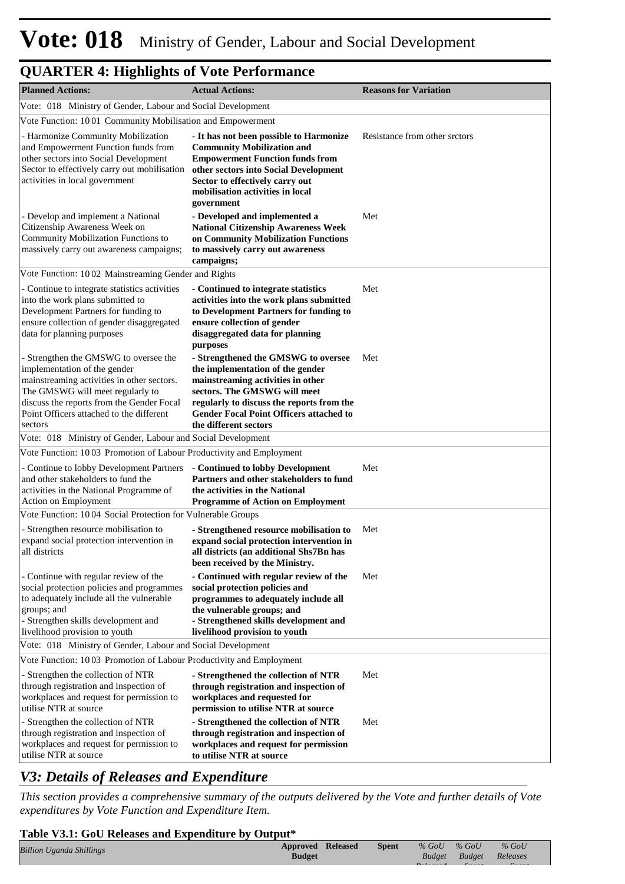# Vote: 018 Ministry of Gender, Labour and Social Development

## QUARTER 4: Highlights of Vote Performance

| Planned Actions: | Actual Actions: | Reasons for Variation |
|---|---|---|
| Vote: 018 Ministry of Gender, Labour and Social Development | | |
| Vote Function: 10 01 Community Mobilisation and Empowerment | | |
| - Harmonize Community Mobilization and Empowerment Function funds from other sectors into Social Development Sector to effectively carry out mobilisation activities in local government | **- It has not been possible to Harmonize Community Mobilization and Empowerment Function funds from other sectors into Social Development Sector to effectively carry out mobilisation activities in local government** | Resistance from other srctors |
| - Develop and implement a National Citizenship Awareness Week on Community Mobilization Functions to massively carry out awareness campaigns; | **- Developed and implemented a National Citizenship Awareness Week on Community Mobilization Functions to massively carry out awareness campaigns;** | Met |
| Vote Function: 10 02 Mainstreaming Gender and Rights | | |
| - Continue to integrate statistics activities into the work plans submitted to Development Partners for funding to ensure collection of gender disaggregated data for planning purposes | **- Continued to integrate statistics activities into the work plans submitted to Development Partners for funding to ensure collection of gender disaggregated data for planning purposes** | Met |
| - Strengthen the GMSWG to oversee the implementation of the gender mainstreaming activities in other sectors. The GMSWG will meet regularly to discuss the reports from the Gender Focal Point Officers attached to the different sectors | **- Strengthened the GMSWG to oversee the implementation of the gender mainstreaming activities in other sectors. The GMSWG will meet regularly to discuss the reports from the Gender Focal Point Officers attached to the different sectors** | Met |
| Vote: 018 Ministry of Gender, Labour and Social Development | | |
| Vote Function: 10 03 Promotion of Labour Productivity and Employment | | |
| - Continue to lobby Development Partners and other stakeholders to fund the activities in the National Programme of Action on Employment | **- Continued to lobby Development Partners and other stakeholders to fund the activities in the National Programme of Action on Employment** | Met |
| Vote Function: 10 04 Social Protection for Vulnerable Groups | | |
| - Strengthen resource mobilisation to expand social protection intervention in all districts | **- Strengthened resource mobilisation to expand social protection intervention in all districts (an additional Shs7Bn has been received by the Ministry.** | Met |
| - Continue with regular review of the social protection policies and programmes to adequately include all the vulnerable groups; and<br>- Strengthen skills development and livelihood provision to youth | **- Continued with regular review of the social protection policies and programmes to adequately include all the vulnerable groups; and<br>- Strengthened skills development and livelihood provision to youth** | Met |
| Vote: 018 Ministry of Gender, Labour and Social Development | | |
| Vote Function: 10 03 Promotion of Labour Productivity and Employment | | |
| - Strengthen the collection of NTR through registration and inspection of workplaces and request for permission to utilise NTR at source | **- Strengthened the collection of NTR through registration and inspection of workplaces and requested for permission to utilise NTR at source** | Met |
| - Strengthen the collection of NTR through registration and inspection of workplaces and request for permission to utilise NTR at source | **- Strengthened the collection of NTR through registration and inspection of workplaces and request for permission to utilise NTR at source** | Met |

## *V3: Details of Releases and Expenditure*

*This section provides a comprehensive summary of the outputs delivered by the Vote and further details of Vote expenditures by Vote Function and Expenditure Item.*

### Table V3.1: GoU Releases and Expenditure by Output*

| *Billion Uganda Shillings* | Approved Budget | Released | Spent | *% GoU Budget Released* | *% GoU Budget Spent* | *% GoU Releases Spent* |
|---|---|---|---|---|---|---|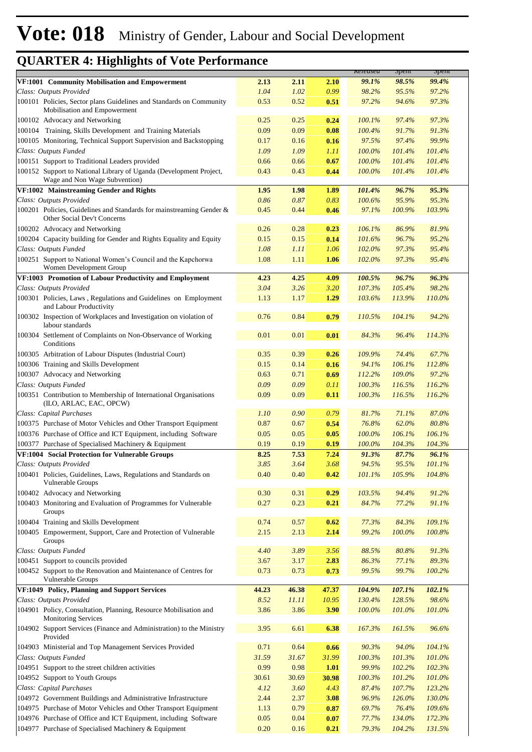# Vote: 018 Ministry of Gender, Labour and Social Development

## QUARTER 4: Highlights of Vote Performance

| | | | | Released | Spent | Spent |
|---|---|---|---|---|---|---|
| **VF:1001 Community Mobilisation and Empowerment** | **2.13** | **2.11** | **2.10** | ***99.1%*** | ***98.5%*** | ***99.4%*** |
| *Class: Outputs Provided* | *1.04* | *1.02* | *0.99* | *98.2%* | *95.5%* | *97.2%* |
| 100101 Policies, Sector plans Guidelines and Standards on Community Mobilisation and Empowerment | 0.53 | 0.52 | **0.51** | *97.2%* | *94.6%* | *97.3%* |
| 100102 Advocacy and Networking | 0.25 | 0.25 | **0.24** | *100.1%* | *97.4%* | *97.3%* |
| 100104 Training, Skills Development and Training Materials | 0.09 | 0.09 | **0.08** | *100.4%* | *91.7%* | *91.3%* |
| 100105 Monitoring, Technical Support Supervision and Backstopping | 0.17 | 0.16 | **0.16** | *97.5%* | *97.4%* | *99.9%* |
| *Class: Outputs Funded* | *1.09* | *1.09* | *1.11* | *100.0%* | *101.4%* | *101.4%* |
| 100151 Support to Traditional Leaders provided | 0.66 | 0.66 | **0.67** | *100.0%* | *101.4%* | *101.4%* |
| 100152 Support to National Library of Uganda (Development Project, Wage and Non Wage Subvention) | 0.43 | 0.43 | **0.44** | *100.0%* | *101.4%* | *101.4%* |
| **VF:1002 Mainstreaming Gender and Rights** | **1.95** | **1.98** | **1.89** | ***101.4%*** | ***96.7%*** | ***95.3%*** |
| *Class: Outputs Provided* | *0.86* | *0.87* | *0.83* | *100.6%* | *95.9%* | *95.3%* |
| 100201 Policies, Guidelines and Standards for mainstreaming Gender & Other Social Dev't Concerns | 0.45 | 0.44 | **0.46** | *97.1%* | *100.9%* | *103.9%* |
| 100202 Advocacy and Networking | 0.26 | 0.28 | **0.23** | *106.1%* | *86.9%* | *81.9%* |
| 100204 Capacity building for Gender and Rights Equality and Equity | 0.15 | 0.15 | **0.14** | *101.6%* | *96.7%* | *95.2%* |
| *Class: Outputs Funded* | *1.08* | *1.11* | *1.06* | *102.0%* | *97.3%* | *95.4%* |
| 100251 Support to National Women's Council and the Kapchorwa Women Development Group | 1.08 | 1.11 | **1.06** | *102.0%* | *97.3%* | *95.4%* |
| **VF:1003 Promotion of Labour Productivity and Employment** | **4.23** | **4.25** | **4.09** | ***100.5%*** | ***96.7%*** | ***96.3%*** |
| *Class: Outputs Provided* | *3.04* | *3.26* | *3.20* | *107.3%* | *105.4%* | *98.2%* |
| 100301 Policies, Laws , Regulations and Guidelines on Employment and Labour Productivity | 1.13 | 1.17 | **1.29** | *103.6%* | *113.9%* | *110.0%* |
| 100302 Inspection of Workplaces and Investigation on violation of labour standards | 0.76 | 0.84 | **0.79** | *110.5%* | *104.1%* | *94.2%* |
| 100304 Settlement of Complaints on Non-Observance of Working Conditions | 0.01 | 0.01 | **0.01** | *84.3%* | *96.4%* | *114.3%* |
| 100305 Arbitration of Labour Disputes (Industrial Court) | 0.35 | 0.39 | **0.26** | *109.9%* | *74.4%* | *67.7%* |
| 100306 Training and Skills Development | 0.15 | 0.14 | **0.16** | *94.1%* | *106.1%* | *112.8%* |
| 100307 Advocacy and Networking | 0.63 | 0.71 | **0.69** | *112.2%* | *109.0%* | *97.2%* |
| *Class: Outputs Funded* | *0.09* | *0.09* | *0.11* | *100.3%* | *116.5%* | *116.2%* |
| 100351 Contribution to Membership of International Organisations (ILO, ARLAC, EAC, OPCW) | 0.09 | 0.09 | **0.11** | *100.3%* | *116.5%* | *116.2%* |
| *Class: Capital Purchases* | *1.10* | *0.90* | *0.79* | *81.7%* | *71.1%* | *87.0%* |
| 100375 Purchase of Motor Vehicles and Other Transport Equipment | 0.87 | 0.67 | **0.54** | *76.8%* | *62.0%* | *80.8%* |
| 100376 Purchase of Office and ICT Equipment, including Software | 0.05 | 0.05 | **0.05** | *100.0%* | *106.1%* | *106.1%* |
| 100377 Purchase of Specialised Machinery & Equipment | 0.19 | 0.19 | **0.19** | *100.0%* | *104.3%* | *104.3%* |
| **VF:1004 Social Protection for Vulnerable Groups** | **8.25** | **7.53** | **7.24** | ***91.3%*** | ***87.7%*** | ***96.1%*** |
| *Class: Outputs Provided* | *3.85* | *3.64* | *3.68* | *94.5%* | *95.5%* | *101.1%* |
| 100401 Policies, Guidelines, Laws, Regulations and Standards on Vulnerable Groups | 0.40 | 0.40 | **0.42** | *101.1%* | *105.9%* | *104.8%* |
| 100402 Advocacy and Networking | 0.30 | 0.31 | **0.29** | *103.5%* | *94.4%* | *91.2%* |
| 100403 Monitoring and Evaluation of Programmes for Vulnerable Groups | 0.27 | 0.23 | **0.21** | *84.7%* | *77.2%* | *91.1%* |
| 100404 Training and Skills Development | 0.74 | 0.57 | **0.62** | *77.3%* | *84.3%* | *109.1%* |
| 100405 Empowerment, Support, Care and Protection of Vulnerable Groups | 2.15 | 2.13 | **2.14** | *99.2%* | *100.0%* | *100.8%* |
| *Class: Outputs Funded* | *4.40* | *3.89* | *3.56* | *88.5%* | *80.8%* | *91.3%* |
| 100451 Support to councils provided | 3.67 | 3.17 | **2.83** | *86.3%* | *77.1%* | *89.3%* |
| 100452 Support to the Renovation and Maintenance of Centres for Vulnerable Groups | 0.73 | 0.73 | **0.73** | *99.5%* | *99.7%* | *100.2%* |
| **VF:1049 Policy, Planning and Support Services** | **44.23** | **46.38** | **47.37** | ***104.9%*** | ***107.1%*** | ***102.1%*** |
| *Class: Outputs Provided* | *8.52* | *11.11* | *10.95* | *130.4%* | *128.5%* | *98.6%* |
| 104901 Policy, Consultation, Planning, Resource Mobilisation and Monitoring Services | 3.86 | 3.86 | **3.90** | *100.0%* | *101.0%* | *101.0%* |
| 104902 Support Services (Finance and Administration) to the Ministry Provided | 3.95 | 6.61 | **6.38** | *167.3%* | *161.5%* | *96.6%* |
| 104903 Ministerial and Top Management Services Provided | 0.71 | 0.64 | **0.66** | *90.3%* | *94.0%* | *104.1%* |
| *Class: Outputs Funded* | *31.59* | *31.67* | *31.99* | *100.3%* | *101.3%* | *101.0%* |
| 104951 Support to the street children activities | 0.99 | 0.98 | **1.01** | *99.9%* | *102.2%* | *102.3%* |
| 104952 Support to Youth Groups | 30.61 | 30.69 | **30.98** | *100.3%* | *101.2%* | *101.0%* |
| *Class: Capital Purchases* | *4.12* | *3.60* | *4.43* | *87.4%* | *107.7%* | *123.2%* |
| 104972 Government Buildings and Administrative Infrastructure | 2.44 | 2.37 | **3.08** | *96.9%* | *126.0%* | *130.0%* |
| 104975 Purchase of Motor Vehicles and Other Transport Equipment | 1.13 | 0.79 | **0.87** | *69.7%* | *76.4%* | *109.6%* |
| 104976 Purchase of Office and ICT Equipment, including Software | 0.05 | 0.04 | **0.07** | *77.7%* | *134.0%* | *172.3%* |
| 104977 Purchase of Specialised Machinery & Equipment | 0.20 | 0.16 | **0.21** | *79.3%* | *104.2%* | *131.5%* |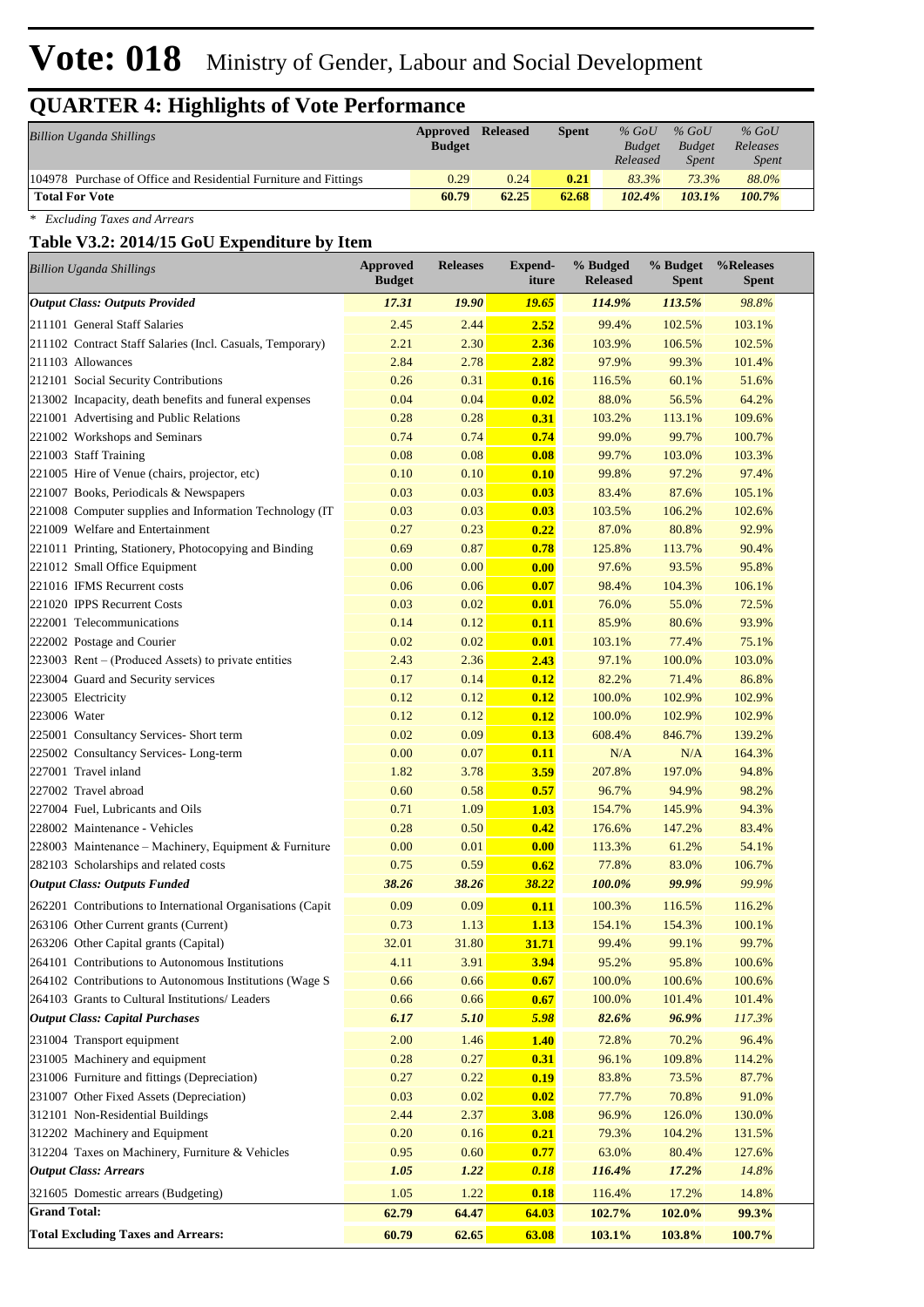# Vote: 018 Ministry of Gender, Labour and Social Development

## QUARTER 4: Highlights of Vote Performance

| *Billion Uganda Shillings* | Approved Budget | Released | Spent | *% GoU Budget Released* | *% GoU Budget Spent* | *% GoU Releases Spent* |
|---|---|---|---|---|---|---|
| 104978 Purchase of Office and Residential Furniture and Fittings | 0.29 | 0.24 | 0.21 | *83.3%* | *73.3%* | *88.0%* |
| **Total For Vote** | **60.79** | **62.25** | **62.68** | ***102.4%*** | ***103.1%*** | ***100.7%*** |

*\* Excluding Taxes and Arrears*

### Table V3.2: 2014/15 GoU Expenditure by Item

| *Billion Uganda Shillings* | Approved Budget | Releases | Expend-iture | % Budged Released | % Budget Spent | %Releases Spent |
|---|---|---|---|---|---|---|
| ***Output Class: Outputs Provided*** | ***17.31*** | ***19.90*** | ***19.65*** | ***114.9%*** | ***113.5%*** | ***98.8%*** |
| 211101 General Staff Salaries | 2.45 | 2.44 | **2.52** | 99.4% | 102.5% | 103.1% |
| 211102 Contract Staff Salaries (Incl. Casuals, Temporary) | 2.21 | 2.30 | **2.36** | 103.9% | 106.5% | 102.5% |
| 211103 Allowances | 2.84 | 2.78 | **2.82** | 97.9% | 99.3% | 101.4% |
| 212101 Social Security Contributions | 0.26 | 0.31 | **0.16** | 116.5% | 60.1% | 51.6% |
| 213002 Incapacity, death benefits and funeral expenses | 0.04 | 0.04 | **0.02** | 88.0% | 56.5% | 64.2% |
| 221001 Advertising and Public Relations | 0.28 | 0.28 | **0.31** | 103.2% | 113.1% | 109.6% |
| 221002 Workshops and Seminars | 0.74 | 0.74 | **0.74** | 99.0% | 99.7% | 100.7% |
| 221003 Staff Training | 0.08 | 0.08 | **0.08** | 99.7% | 103.0% | 103.3% |
| 221005 Hire of Venue (chairs, projector, etc) | 0.10 | 0.10 | **0.10** | 99.8% | 97.2% | 97.4% |
| 221007 Books, Periodicals & Newspapers | 0.03 | 0.03 | **0.03** | 83.4% | 87.6% | 105.1% |
| 221008 Computer supplies and Information Technology (IT | 0.03 | 0.03 | **0.03** | 103.5% | 106.2% | 102.6% |
| 221009 Welfare and Entertainment | 0.27 | 0.23 | **0.22** | 87.0% | 80.8% | 92.9% |
| 221011 Printing, Stationery, Photocopying and Binding | 0.69 | 0.87 | **0.78** | 125.8% | 113.7% | 90.4% |
| 221012 Small Office Equipment | 0.00 | 0.00 | **0.00** | 97.6% | 93.5% | 95.8% |
| 221016 IFMS Recurrent costs | 0.06 | 0.06 | **0.07** | 98.4% | 104.3% | 106.1% |
| 221020 IPPS Recurrent Costs | 0.03 | 0.02 | **0.01** | 76.0% | 55.0% | 72.5% |
| 222001 Telecommunications | 0.14 | 0.12 | **0.11** | 85.9% | 80.6% | 93.9% |
| 222002 Postage and Courier | 0.02 | 0.02 | **0.01** | 103.1% | 77.4% | 75.1% |
| 223003 Rent – (Produced Assets) to private entities | 2.43 | 2.36 | **2.43** | 97.1% | 100.0% | 103.0% |
| 223004 Guard and Security services | 0.17 | 0.14 | **0.12** | 82.2% | 71.4% | 86.8% |
| 223005 Electricity | 0.12 | 0.12 | **0.12** | 100.0% | 102.9% | 102.9% |
| 223006 Water | 0.12 | 0.12 | **0.12** | 100.0% | 102.9% | 102.9% |
| 225001 Consultancy Services- Short term | 0.02 | 0.09 | **0.13** | 608.4% | 846.7% | 139.2% |
| 225002 Consultancy Services- Long-term | 0.00 | 0.07 | **0.11** | N/A | N/A | 164.3% |
| 227001 Travel inland | 1.82 | 3.78 | **3.59** | 207.8% | 197.0% | 94.8% |
| 227002 Travel abroad | 0.60 | 0.58 | **0.57** | 96.7% | 94.9% | 98.2% |
| 227004 Fuel, Lubricants and Oils | 0.71 | 1.09 | **1.03** | 154.7% | 145.9% | 94.3% |
| 228002 Maintenance - Vehicles | 0.28 | 0.50 | **0.42** | 176.6% | 147.2% | 83.4% |
| 228003 Maintenance – Machinery, Equipment & Furniture | 0.00 | 0.01 | **0.00** | 113.3% | 61.2% | 54.1% |
| 282103 Scholarships and related costs | 0.75 | 0.59 | **0.62** | 77.8% | 83.0% | 106.7% |
| ***Output Class: Outputs Funded*** | ***38.26*** | ***38.26*** | ***38.22*** | ***100.0%*** | ***99.9%*** | ***99.9%*** |
| 262201 Contributions to International Organisations (Capit | 0.09 | 0.09 | **0.11** | 100.3% | 116.5% | 116.2% |
| 263106 Other Current grants (Current) | 0.73 | 1.13 | **1.13** | 154.1% | 154.3% | 100.1% |
| 263206 Other Capital grants (Capital) | 32.01 | 31.80 | **31.71** | 99.4% | 99.1% | 99.7% |
| 264101 Contributions to Autonomous Institutions | 4.11 | 3.91 | **3.94** | 95.2% | 95.8% | 100.6% |
| 264102 Contributions to Autonomous Institutions (Wage S | 0.66 | 0.66 | **0.67** | 100.0% | 100.6% | 100.6% |
| 264103 Grants to Cultural Institutions/ Leaders | 0.66 | 0.66 | **0.67** | 100.0% | 101.4% | 101.4% |
| ***Output Class: Capital Purchases*** | ***6.17*** | ***5.10*** | ***5.98*** | ***82.6%*** | ***96.9%*** | *117.3%* |
| 231004 Transport equipment | 2.00 | 1.46 | **1.40** | 72.8% | 70.2% | 96.4% |
| 231005 Machinery and equipment | 0.28 | 0.27 | **0.31** | 96.1% | 109.8% | 114.2% |
| 231006 Furniture and fittings (Depreciation) | 0.27 | 0.22 | **0.19** | 83.8% | 73.5% | 87.7% |
| 231007 Other Fixed Assets (Depreciation) | 0.03 | 0.02 | **0.02** | 77.7% | 70.8% | 91.0% |
| 312101 Non-Residential Buildings | 2.44 | 2.37 | **3.08** | 96.9% | 126.0% | 130.0% |
| 312202 Machinery and Equipment | 0.20 | 0.16 | **0.21** | 79.3% | 104.2% | 131.5% |
| 312204 Taxes on Machinery, Furniture & Vehicles | 0.95 | 0.60 | **0.77** | 63.0% | 80.4% | 127.6% |
| ***Output Class: Arrears*** | ***1.05*** | ***1.22*** | ***0.18*** | ***116.4%*** | ***17.2%*** | *14.8%* |
| 321605 Domestic arrears (Budgeting) | 1.05 | 1.22 | **0.18** | 116.4% | 17.2% | 14.8% |
| **Grand Total:** | **62.79** | **64.47** | **64.03** | **102.7%** | **102.0%** | **99.3%** |
| **Total Excluding Taxes and Arrears:** | **60.79** | **62.65** | **63.08** | **103.1%** | **103.8%** | **100.7%** |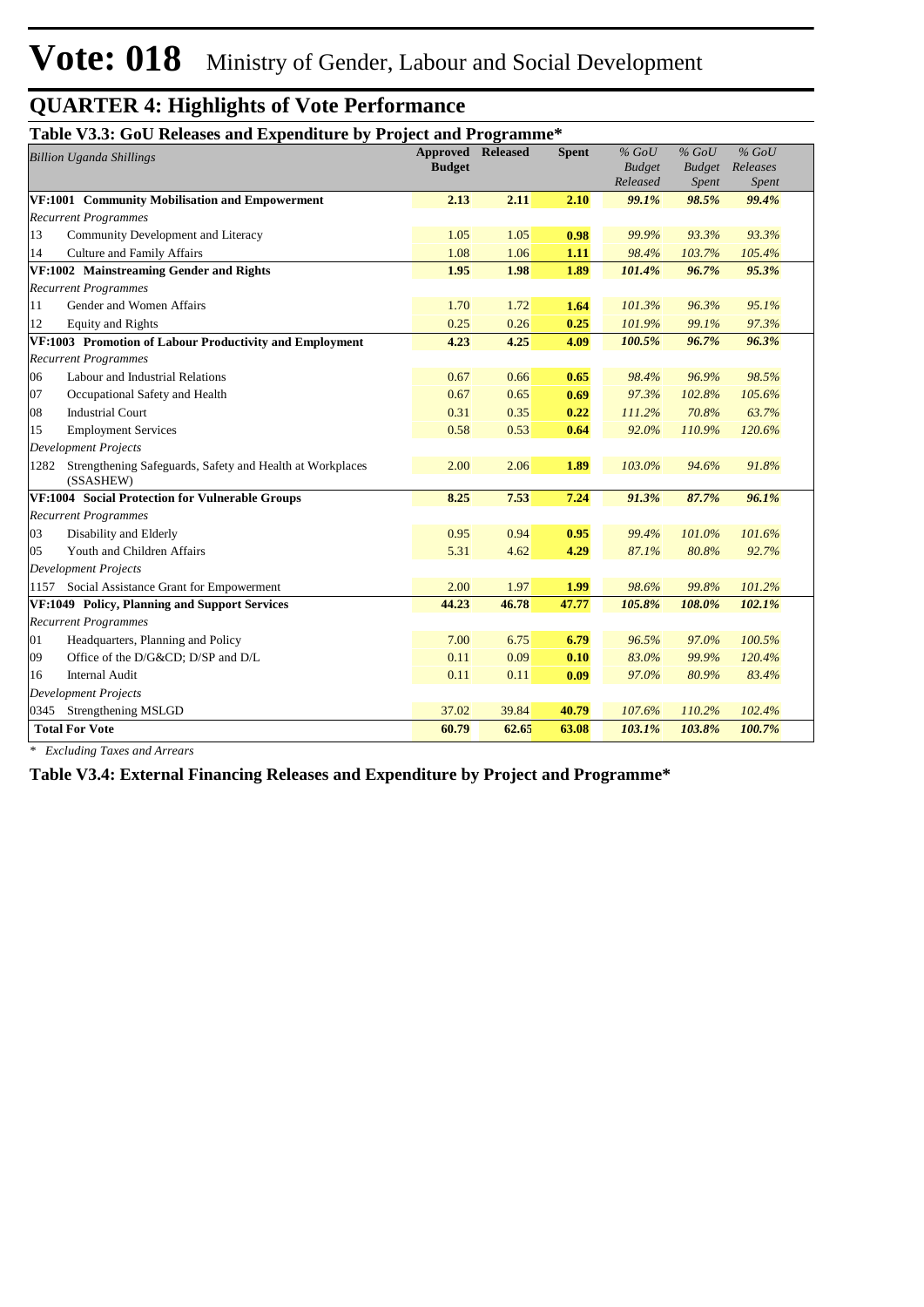# Vote: 018 Ministry of Gender, Labour and Social Development

## QUARTER 4: Highlights of Vote Performance

### Table V3.3: GoU Releases and Expenditure by Project and Programme*

| *Billion Uganda Shillings* | Approved Budget | Released | Spent | *% GoU Budget Released* | *% GoU Budget Spent* | *% GoU Releases Spent* |
|---|---|---|---|---|---|---|
| **VF:1001 Community Mobilisation and Empowerment** | **2.13** | **2.11** | **2.10** | ***99.1%*** | ***98.5%*** | ***99.4%*** |
| *Recurrent Programmes* | | | | | | |
| 13 Community Development and Literacy | 1.05 | 1.05 | **0.98** | *99.9%* | *93.3%* | *93.3%* |
| 14 Culture and Family Affairs | 1.08 | 1.06 | **1.11** | *98.4%* | *103.7%* | *105.4%* |
| **VF:1002 Mainstreaming Gender and Rights** | **1.95** | **1.98** | **1.89** | ***101.4%*** | ***96.7%*** | ***95.3%*** |
| *Recurrent Programmes* | | | | | | |
| 11 Gender and Women Affairs | 1.70 | 1.72 | **1.64** | *101.3%* | *96.3%* | *95.1%* |
| 12 Equity and Rights | 0.25 | 0.26 | **0.25** | *101.9%* | *99.1%* | *97.3%* |
| **VF:1003 Promotion of Labour Productivity and Employment** | **4.23** | **4.25** | **4.09** | ***100.5%*** | ***96.7%*** | ***96.3%*** |
| *Recurrent Programmes* | | | | | | |
| 06 Labour and Industrial Relations | 0.67 | 0.66 | **0.65** | *98.4%* | *96.9%* | *98.5%* |
| 07 Occupational Safety and Health | 0.67 | 0.65 | **0.69** | *97.3%* | *102.8%* | *105.6%* |
| 08 Industrial Court | 0.31 | 0.35 | **0.22** | *111.2%* | *70.8%* | *63.7%* |
| 15 Employment Services | 0.58 | 0.53 | **0.64** | *92.0%* | *110.9%* | *120.6%* |
| *Development Projects* | | | | | | |
| 1282 Strengthening Safeguards, Safety and Health at Workplaces (SSASHEW) | 2.00 | 2.06 | **1.89** | *103.0%* | *94.6%* | *91.8%* |
| **VF:1004 Social Protection for Vulnerable Groups** | **8.25** | **7.53** | **7.24** | ***91.3%*** | ***87.7%*** | ***96.1%*** |
| *Recurrent Programmes* | | | | | | |
| 03 Disability and Elderly | 0.95 | 0.94 | **0.95** | *99.4%* | *101.0%* | *101.6%* |
| 05 Youth and Children Affairs | 5.31 | 4.62 | **4.29** | *87.1%* | *80.8%* | *92.7%* |
| *Development Projects* | | | | | | |
| 1157 Social Assistance Grant for Empowerment | 2.00 | 1.97 | **1.99** | *98.6%* | *99.8%* | *101.2%* |
| **VF:1049 Policy, Planning and Support Services** | **44.23** | **46.78** | **47.77** | ***105.8%*** | ***108.0%*** | ***102.1%*** |
| *Recurrent Programmes* | | | | | | |
| 01 Headquarters, Planning and Policy | 7.00 | 6.75 | **6.79** | *96.5%* | *97.0%* | *100.5%* |
| 09 Office of the D/G&CD; D/SP and D/L | 0.11 | 0.09 | **0.10** | *83.0%* | *99.9%* | *120.4%* |
| 16 Internal Audit | 0.11 | 0.11 | **0.09** | *97.0%* | *80.9%* | *83.4%* |
| *Development Projects* | | | | | | |
| 0345 Strengthening MSLGD | 37.02 | 39.84 | **40.79** | *107.6%* | *110.2%* | *102.4%* |
| **Total For Vote** | **60.79** | **62.65** | **63.08** | ***103.1%*** | ***103.8%*** | ***100.7%*** |

*\* Excluding Taxes and Arrears*

### Table V3.4: External Financing Releases and Expenditure by Project and Programme*